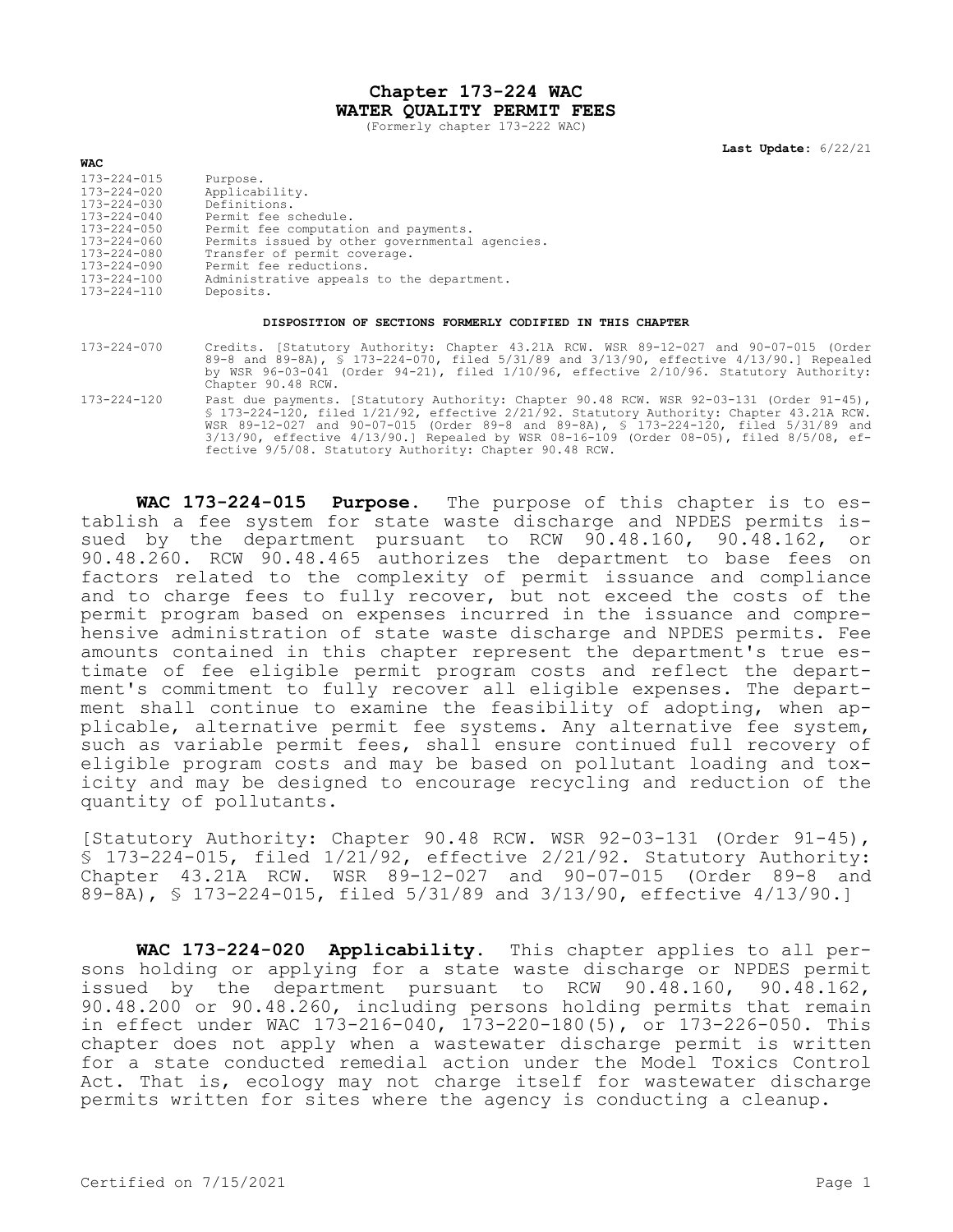# Chapter 173-224 WAC
# WATER QUALITY PERMIT FEES

(Formerly chapter 173-222 WAC)

**Last Update:** 6/22/21

**WAC**

| | |
|---|---|
| 173-224-015 | Purpose. |
| 173-224-020 | Applicability. |
| 173-224-030 | Definitions. |
| 173-224-040 | Permit fee schedule. |
| 173-224-050 | Permit fee computation and payments. |
| 173-224-060 | Permits issued by other governmental agencies. |
| 173-224-080 | Transfer of permit coverage. |
| 173-224-090 | Permit fee reductions. |
| 173-224-100 | Administrative appeals to the department. |
| 173-224-110 | Deposits. |

**DISPOSITION OF SECTIONS FORMERLY CODIFIED IN THIS CHAPTER**

| | |
|---|---|
| 173-224-070 | Credits. [Statutory Authority: Chapter 43.21A RCW. WSR 89-12-027 and 90-07-015 (Order 89-8 and 89-8A), § 173-224-070, filed 5/31/89 and 3/13/90, effective 4/13/90.] Repealed by WSR 96-03-041 (Order 94-21), filed 1/10/96, effective 2/10/96. Statutory Authority: Chapter 90.48 RCW. |
| 173-224-120 | Past due payments. [Statutory Authority: Chapter 90.48 RCW. WSR 92-03-131 (Order 91-45), § 173-224-120, filed 1/21/92, effective 2/21/92. Statutory Authority: Chapter 43.21A RCW. WSR 89-12-027 and 90-07-015 (Order 89-8 and 89-8A), § 173-224-120, filed 5/31/89 and 3/13/90, effective 4/13/90.] Repealed by WSR 08-16-109 (Order 08-05), filed 8/5/08, effective 9/5/08. Statutory Authority: Chapter 90.48 RCW. |

**WAC 173-224-015 Purpose.** The purpose of this chapter is to establish a fee system for state waste discharge and NPDES permits issued by the department pursuant to RCW 90.48.160, 90.48.162, or 90.48.260. RCW 90.48.465 authorizes the department to base fees on factors related to the complexity of permit issuance and compliance and to charge fees to fully recover, but not exceed the costs of the permit program based on expenses incurred in the issuance and comprehensive administration of state waste discharge and NPDES permits. Fee amounts contained in this chapter represent the department's true estimate of fee eligible permit program costs and reflect the department's commitment to fully recover all eligible expenses. The department shall continue to examine the feasibility of adopting, when applicable, alternative permit fee systems. Any alternative fee system, such as variable permit fees, shall ensure continued full recovery of eligible program costs and may be based on pollutant loading and toxicity and may be designed to encourage recycling and reduction of the quantity of pollutants.

[Statutory Authority: Chapter 90.48 RCW. WSR 92-03-131 (Order 91-45), § 173-224-015, filed 1/21/92, effective 2/21/92. Statutory Authority: Chapter 43.21A RCW. WSR 89-12-027 and 90-07-015 (Order 89-8 and 89-8A), § 173-224-015, filed 5/31/89 and 3/13/90, effective 4/13/90.]

**WAC 173-224-020 Applicability.** This chapter applies to all persons holding or applying for a state waste discharge or NPDES permit issued by the department pursuant to RCW 90.48.160, 90.48.162, 90.48.200 or 90.48.260, including persons holding permits that remain in effect under WAC 173-216-040, 173-220-180(5), or 173-226-050. This chapter does not apply when a wastewater discharge permit is written for a state conducted remedial action under the Model Toxics Control Act. That is, ecology may not charge itself for wastewater discharge permits written for sites where the agency is conducting a cleanup.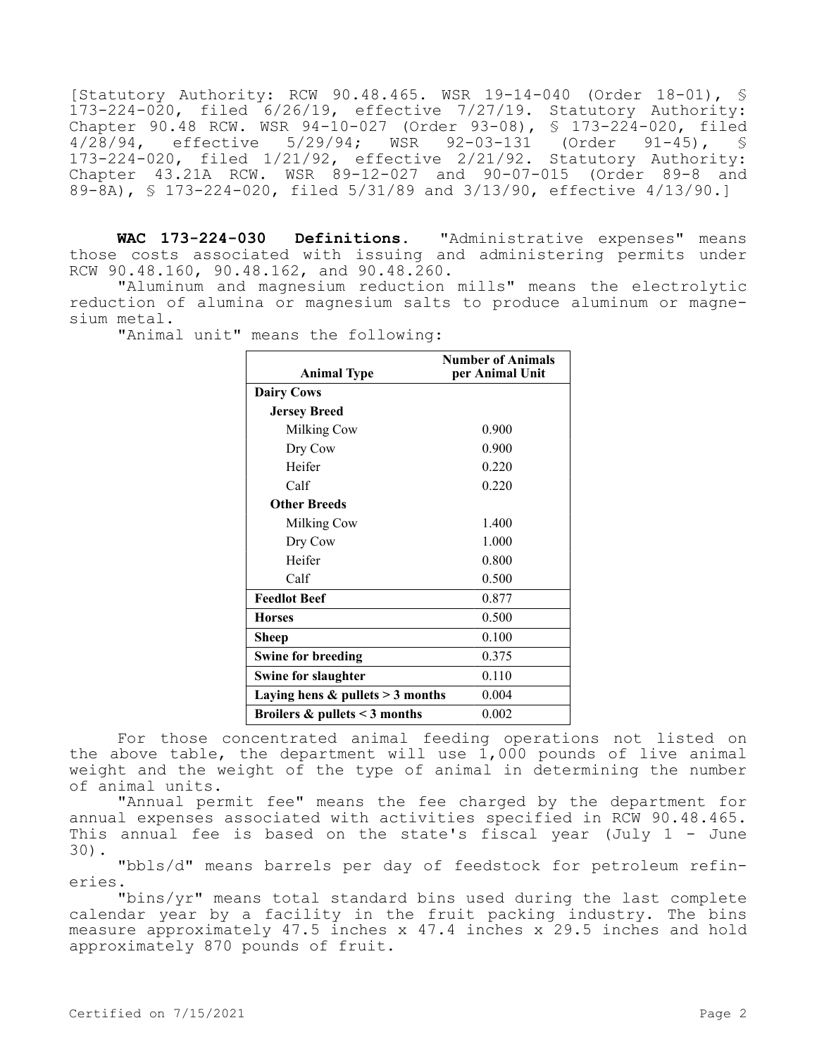[Statutory Authority: RCW 90.48.465. WSR 19-14-040 (Order 18-01), § 173-224-020, filed 6/26/19, effective 7/27/19. Statutory Authority: Chapter 90.48 RCW. WSR 94-10-027 (Order 93-08), § 173-224-020, filed 4/28/94, effective 5/29/94; WSR 92-03-131 (Order 91-45), § 173-224-020, filed 1/21/92, effective 2/21/92. Statutory Authority: Chapter 43.21A RCW. WSR 89-12-027 and 90-07-015 (Order 89-8 and 89-8A), § 173-224-020, filed 5/31/89 and 3/13/90, effective 4/13/90.]

**WAC 173-224-030 Definitions.** "Administrative expenses" means those costs associated with issuing and administering permits under RCW 90.48.160, 90.48.162, and 90.48.260.

"Aluminum and magnesium reduction mills" means the electrolytic reduction of alumina or magnesium salts to produce aluminum or magnesium metal.

"Animal unit" means the following:

| Animal Type | Number of Animals per Animal Unit |
|---|---|
| **Dairy Cows** | |
| **Jersey Breed** | |
| Milking Cow | 0.900 |
| Dry Cow | 0.900 |
| Heifer | 0.220 |
| Calf | 0.220 |
| **Other Breeds** | |
| Milking Cow | 1.400 |
| Dry Cow | 1.000 |
| Heifer | 0.800 |
| Calf | 0.500 |
| **Feedlot Beef** | 0.877 |
| **Horses** | 0.500 |
| **Sheep** | 0.100 |
| **Swine for breeding** | 0.375 |
| **Swine for slaughter** | 0.110 |
| **Laying hens & pullets > 3 months** | 0.004 |
| **Broilers & pullets < 3 months** | 0.002 |

For those concentrated animal feeding operations not listed on the above table, the department will use 1,000 pounds of live animal weight and the weight of the type of animal in determining the number of animal units.

"Annual permit fee" means the fee charged by the department for annual expenses associated with activities specified in RCW 90.48.465. This annual fee is based on the state's fiscal year (July 1 - June 30).

"bbls/d" means barrels per day of feedstock for petroleum refineries.

"bins/yr" means total standard bins used during the last complete calendar year by a facility in the fruit packing industry. The bins measure approximately 47.5 inches x 47.4 inches x 29.5 inches and hold approximately 870 pounds of fruit.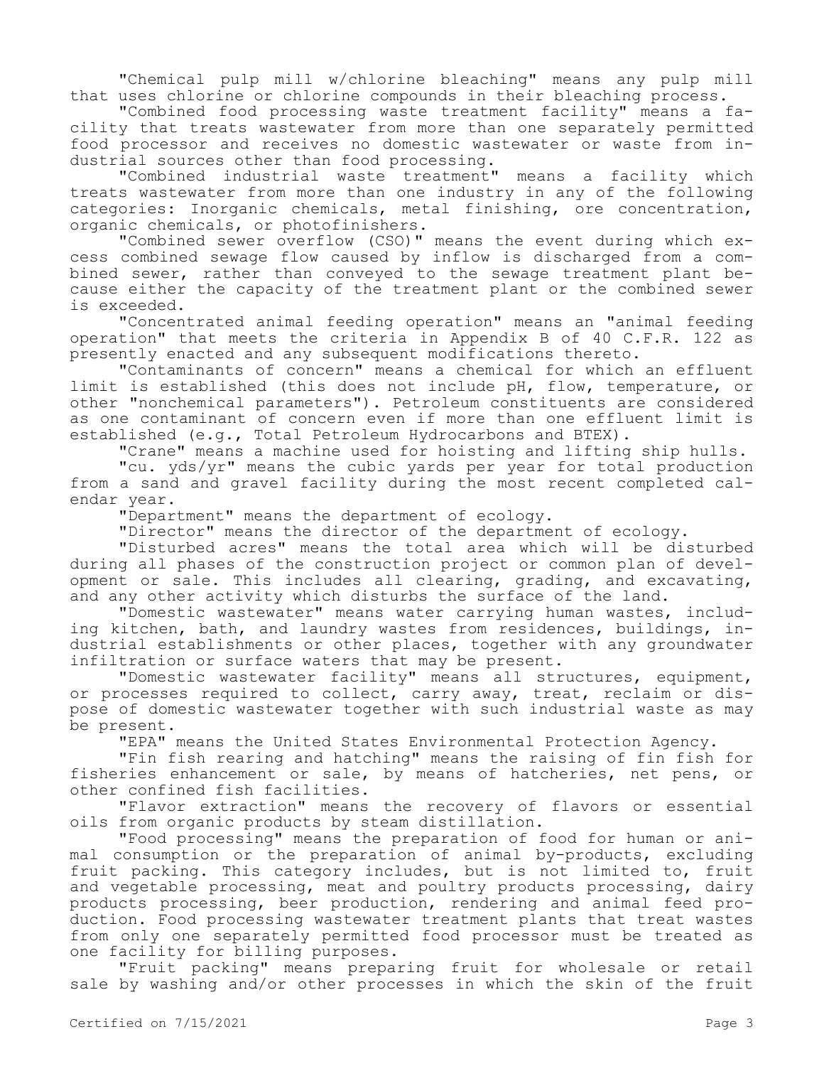"Chemical pulp mill w/chlorine bleaching" means any pulp mill that uses chlorine or chlorine compounds in their bleaching process.

"Combined food processing waste treatment facility" means a facility that treats wastewater from more than one separately permitted food processor and receives no domestic wastewater or waste from industrial sources other than food processing.

"Combined industrial waste treatment" means a facility which treats wastewater from more than one industry in any of the following categories: Inorganic chemicals, metal finishing, ore concentration, organic chemicals, or photofinishers.

"Combined sewer overflow (CSO)" means the event during which excess combined sewage flow caused by inflow is discharged from a combined sewer, rather than conveyed to the sewage treatment plant because either the capacity of the treatment plant or the combined sewer is exceeded.

"Concentrated animal feeding operation" means an "animal feeding operation" that meets the criteria in Appendix B of 40 C.F.R. 122 as presently enacted and any subsequent modifications thereto.

"Contaminants of concern" means a chemical for which an effluent limit is established (this does not include pH, flow, temperature, or other "nonchemical parameters"). Petroleum constituents are considered as one contaminant of concern even if more than one effluent limit is established (e.g., Total Petroleum Hydrocarbons and BTEX).

"Crane" means a machine used for hoisting and lifting ship hulls.

"cu. yds/yr" means the cubic yards per year for total production from a sand and gravel facility during the most recent completed calendar year.

"Department" means the department of ecology.

"Director" means the director of the department of ecology.

"Disturbed acres" means the total area which will be disturbed during all phases of the construction project or common plan of development or sale. This includes all clearing, grading, and excavating, and any other activity which disturbs the surface of the land.

"Domestic wastewater" means water carrying human wastes, including kitchen, bath, and laundry wastes from residences, buildings, industrial establishments or other places, together with any groundwater infiltration or surface waters that may be present.

"Domestic wastewater facility" means all structures, equipment, or processes required to collect, carry away, treat, reclaim or dispose of domestic wastewater together with such industrial waste as may be present.

"EPA" means the United States Environmental Protection Agency.

"Fin fish rearing and hatching" means the raising of fin fish for fisheries enhancement or sale, by means of hatcheries, net pens, or other confined fish facilities.

"Flavor extraction" means the recovery of flavors or essential oils from organic products by steam distillation.

"Food processing" means the preparation of food for human or animal consumption or the preparation of animal by-products, excluding fruit packing. This category includes, but is not limited to, fruit and vegetable processing, meat and poultry products processing, dairy products processing, beer production, rendering and animal feed production. Food processing wastewater treatment plants that treat wastes from only one separately permitted food processor must be treated as one facility for billing purposes.

"Fruit packing" means preparing fruit for wholesale or retail sale by washing and/or other processes in which the skin of the fruit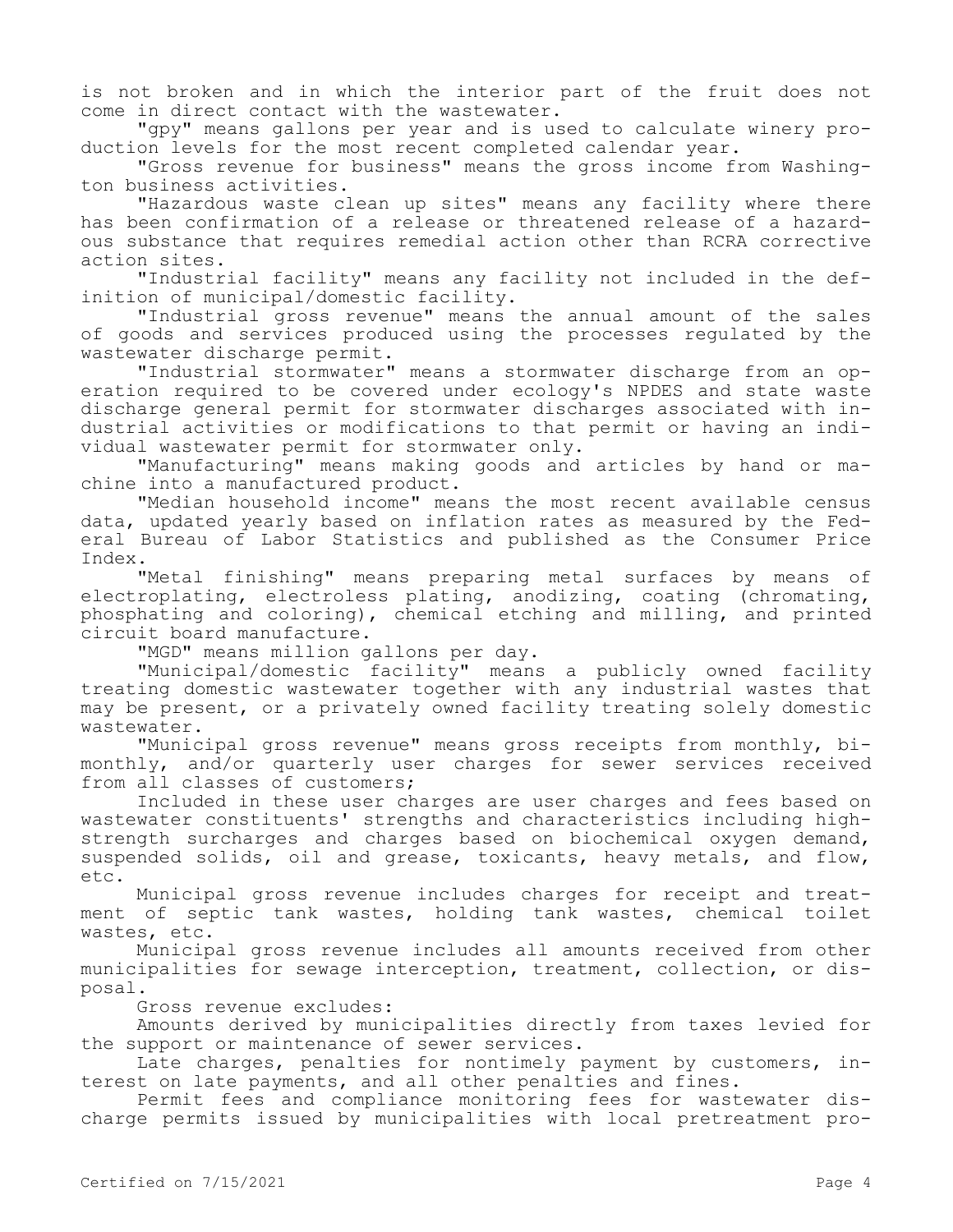is not broken and in which the interior part of the fruit does not come in direct contact with the wastewater.

"gpy" means gallons per year and is used to calculate winery production levels for the most recent completed calendar year.

"Gross revenue for business" means the gross income from Washington business activities.

"Hazardous waste clean up sites" means any facility where there has been confirmation of a release or threatened release of a hazardous substance that requires remedial action other than RCRA corrective action sites.

"Industrial facility" means any facility not included in the definition of municipal/domestic facility.

"Industrial gross revenue" means the annual amount of the sales of goods and services produced using the processes regulated by the wastewater discharge permit.

"Industrial stormwater" means a stormwater discharge from an operation required to be covered under ecology's NPDES and state waste discharge general permit for stormwater discharges associated with industrial activities or modifications to that permit or having an individual wastewater permit for stormwater only.

"Manufacturing" means making goods and articles by hand or machine into a manufactured product.

"Median household income" means the most recent available census data, updated yearly based on inflation rates as measured by the Federal Bureau of Labor Statistics and published as the Consumer Price Index.

"Metal finishing" means preparing metal surfaces by means of electroplating, electroless plating, anodizing, coating (chromating, phosphating and coloring), chemical etching and milling, and printed circuit board manufacture.

"MGD" means million gallons per day.

"Municipal/domestic facility" means a publicly owned facility treating domestic wastewater together with any industrial wastes that may be present, or a privately owned facility treating solely domestic wastewater.

"Municipal gross revenue" means gross receipts from monthly, bimonthly, and/or quarterly user charges for sewer services received from all classes of customers;

Included in these user charges are user charges and fees based on wastewater constituents' strengths and characteristics including high-strength surcharges and charges based on biochemical oxygen demand, suspended solids, oil and grease, toxicants, heavy metals, and flow, etc.

Municipal gross revenue includes charges for receipt and treatment of septic tank wastes, holding tank wastes, chemical toilet wastes, etc.

Municipal gross revenue includes all amounts received from other municipalities for sewage interception, treatment, collection, or disposal.

Gross revenue excludes:

Amounts derived by municipalities directly from taxes levied for the support or maintenance of sewer services.

Late charges, penalties for nontimely payment by customers, interest on late payments, and all other penalties and fines.

Permit fees and compliance monitoring fees for wastewater discharge permits issued by municipalities with local pretreatment pro-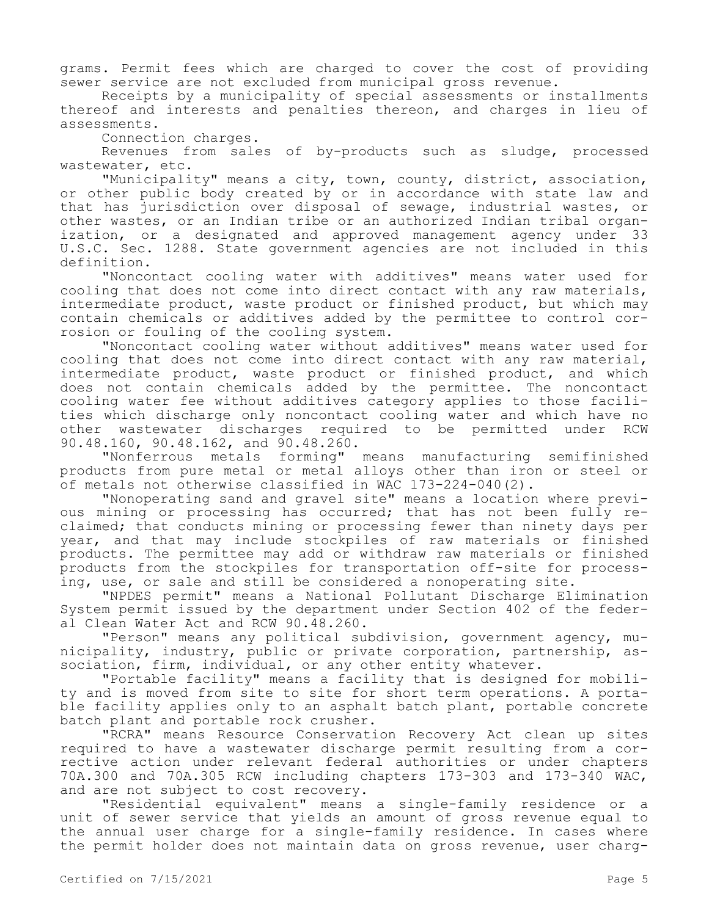grams. Permit fees which are charged to cover the cost of providing sewer service are not excluded from municipal gross revenue.

Receipts by a municipality of special assessments or installments thereof and interests and penalties thereon, and charges in lieu of assessments.

Connection charges.

Revenues from sales of by-products such as sludge, processed wastewater, etc.

"Municipality" means a city, town, county, district, association, or other public body created by or in accordance with state law and that has jurisdiction over disposal of sewage, industrial wastes, or other wastes, or an Indian tribe or an authorized Indian tribal organization, or a designated and approved management agency under 33 U.S.C. Sec. 1288. State government agencies are not included in this definition.

"Noncontact cooling water with additives" means water used for cooling that does not come into direct contact with any raw materials, intermediate product, waste product or finished product, but which may contain chemicals or additives added by the permittee to control corrosion or fouling of the cooling system.

"Noncontact cooling water without additives" means water used for cooling that does not come into direct contact with any raw material, intermediate product, waste product or finished product, and which does not contain chemicals added by the permittee. The noncontact cooling water fee without additives category applies to those facilities which discharge only noncontact cooling water and which have no other wastewater discharges required to be permitted under RCW 90.48.160, 90.48.162, and 90.48.260.

"Nonferrous metals forming" means manufacturing semifinished products from pure metal or metal alloys other than iron or steel or of metals not otherwise classified in WAC 173-224-040(2).

"Nonoperating sand and gravel site" means a location where previous mining or processing has occurred; that has not been fully reclaimed; that conducts mining or processing fewer than ninety days per year, and that may include stockpiles of raw materials or finished products. The permittee may add or withdraw raw materials or finished products from the stockpiles for transportation off-site for processing, use, or sale and still be considered a nonoperating site.

"NPDES permit" means a National Pollutant Discharge Elimination System permit issued by the department under Section 402 of the federal Clean Water Act and RCW 90.48.260.

"Person" means any political subdivision, government agency, municipality, industry, public or private corporation, partnership, association, firm, individual, or any other entity whatever.

"Portable facility" means a facility that is designed for mobility and is moved from site to site for short term operations. A portable facility applies only to an asphalt batch plant, portable concrete batch plant and portable rock crusher.

"RCRA" means Resource Conservation Recovery Act clean up sites required to have a wastewater discharge permit resulting from a corrective action under relevant federal authorities or under chapters 70A.300 and 70A.305 RCW including chapters 173-303 and 173-340 WAC, and are not subject to cost recovery.

"Residential equivalent" means a single-family residence or a unit of sewer service that yields an amount of gross revenue equal to the annual user charge for a single-family residence. In cases where the permit holder does not maintain data on gross revenue, user charg-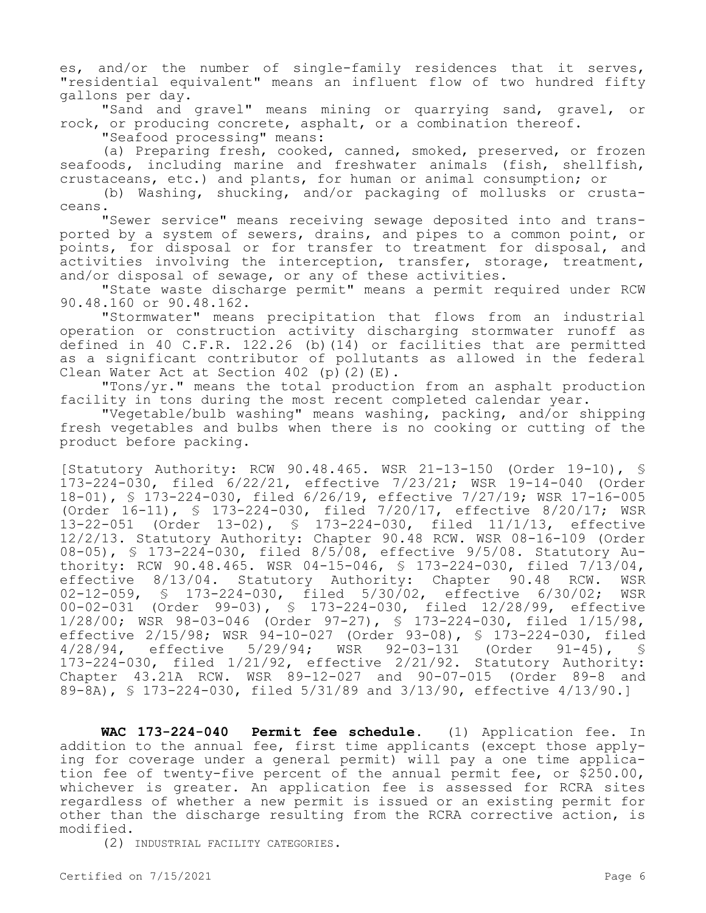es, and/or the number of single-family residences that it serves, "residential equivalent" means an influent flow of two hundred fifty gallons per day.

"Sand and gravel" means mining or quarrying sand, gravel, or rock, or producing concrete, asphalt, or a combination thereof.

"Seafood processing" means:

(a) Preparing fresh, cooked, canned, smoked, preserved, or frozen seafoods, including marine and freshwater animals (fish, shellfish, crustaceans, etc.) and plants, for human or animal consumption; or

(b) Washing, shucking, and/or packaging of mollusks or crustaceans.

"Sewer service" means receiving sewage deposited into and transported by a system of sewers, drains, and pipes to a common point, or points, for disposal or for transfer to treatment for disposal, and activities involving the interception, transfer, storage, treatment, and/or disposal of sewage, or any of these activities.

"State waste discharge permit" means a permit required under RCW 90.48.160 or 90.48.162.

"Stormwater" means precipitation that flows from an industrial operation or construction activity discharging stormwater runoff as defined in 40 C.F.R. 122.26 (b)(14) or facilities that are permitted as a significant contributor of pollutants as allowed in the federal Clean Water Act at Section 402 (p)(2)(E).

"Tons/yr." means the total production from an asphalt production facility in tons during the most recent completed calendar year.

"Vegetable/bulb washing" means washing, packing, and/or shipping fresh vegetables and bulbs when there is no cooking or cutting of the product before packing.

[Statutory Authority: RCW 90.48.465. WSR 21-13-150 (Order 19-10), § 173-224-030, filed 6/22/21, effective 7/23/21; WSR 19-14-040 (Order 18-01), § 173-224-030, filed 6/26/19, effective 7/27/19; WSR 17-16-005 (Order 16-11), § 173-224-030, filed 7/20/17, effective 8/20/17; WSR 13-22-051 (Order 13-02), § 173-224-030, filed 11/1/13, effective 12/2/13. Statutory Authority: Chapter 90.48 RCW. WSR 08-16-109 (Order 08-05), § 173-224-030, filed 8/5/08, effective 9/5/08. Statutory Authority: RCW 90.48.465. WSR 04-15-046, § 173-224-030, filed 7/13/04, effective 8/13/04. Statutory Authority: Chapter 90.48 RCW. WSR 02-12-059, § 173-224-030, filed 5/30/02, effective 6/30/02; WSR 00-02-031 (Order 99-03), § 173-224-030, filed 12/28/99, effective 1/28/00; WSR 98-03-046 (Order 97-27), § 173-224-030, filed 1/15/98, effective 2/15/98; WSR 94-10-027 (Order 93-08), § 173-224-030, filed 4/28/94, effective 5/29/94; WSR 92-03-131 (Order 91-45), § 173-224-030, filed 1/21/92, effective 2/21/92. Statutory Authority: Chapter 43.21A RCW. WSR 89-12-027 and 90-07-015 (Order 89-8 and 89-8A), § 173-224-030, filed 5/31/89 and 3/13/90, effective 4/13/90.]

**WAC 173-224-040 Permit fee schedule.** (1) Application fee. In addition to the annual fee, first time applicants (except those applying for coverage under a general permit) will pay a one time application fee of twenty-five percent of the annual permit fee, or $250.00, whichever is greater. An application fee is assessed for RCRA sites regardless of whether a new permit is issued or an existing permit for other than the discharge resulting from the RCRA corrective action, is modified.

(2) INDUSTRIAL FACILITY CATEGORIES.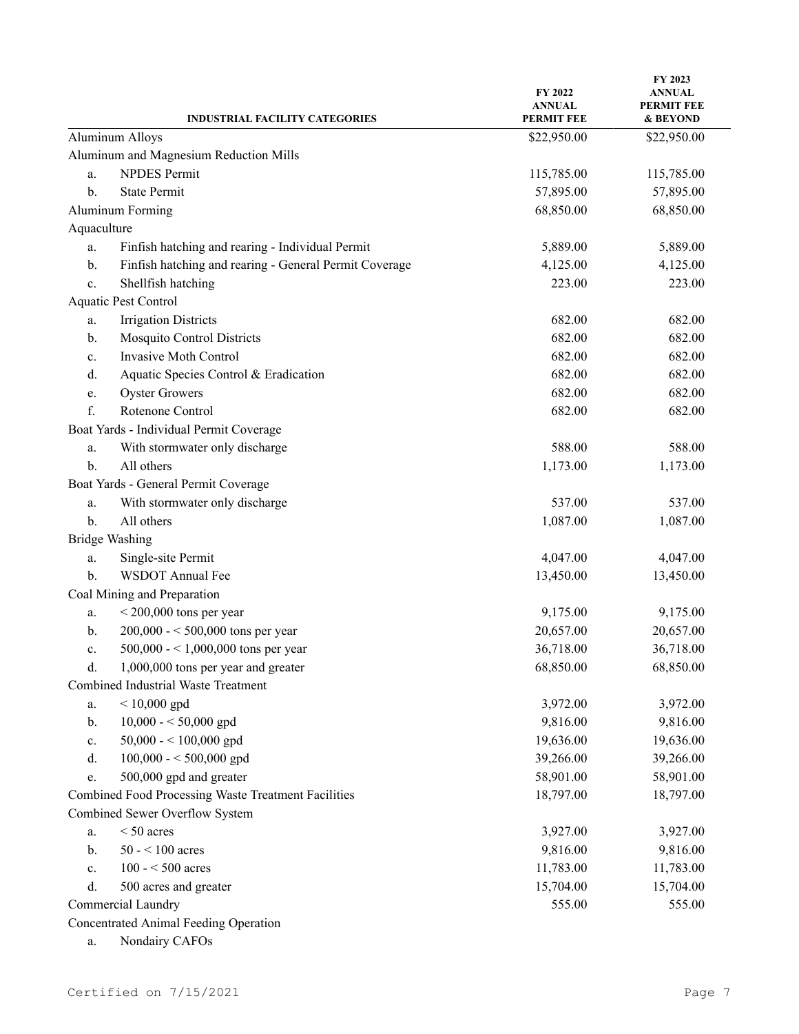| INDUSTRIAL FACILITY CATEGORIES | FY 2022 ANNUAL PERMIT FEE | FY 2023 ANNUAL PERMIT FEE & BEYOND |
|---|---|---|
| Aluminum Alloys | $22,950.00 | $22,950.00 |
| Aluminum and Magnesium Reduction Mills | | |
| a. NPDES Permit | 115,785.00 | 115,785.00 |
| b. State Permit | 57,895.00 | 57,895.00 |
| Aluminum Forming | 68,850.00 | 68,850.00 |
| Aquaculture | | |
| a. Finfish hatching and rearing - Individual Permit | 5,889.00 | 5,889.00 |
| b. Finfish hatching and rearing - General Permit Coverage | 4,125.00 | 4,125.00 |
| c. Shellfish hatching | 223.00 | 223.00 |
| Aquatic Pest Control | | |
| a. Irrigation Districts | 682.00 | 682.00 |
| b. Mosquito Control Districts | 682.00 | 682.00 |
| c. Invasive Moth Control | 682.00 | 682.00 |
| d. Aquatic Species Control & Eradication | 682.00 | 682.00 |
| e. Oyster Growers | 682.00 | 682.00 |
| f. Rotenone Control | 682.00 | 682.00 |
| Boat Yards - Individual Permit Coverage | | |
| a. With stormwater only discharge | 588.00 | 588.00 |
| b. All others | 1,173.00 | 1,173.00 |
| Boat Yards - General Permit Coverage | | |
| a. With stormwater only discharge | 537.00 | 537.00 |
| b. All others | 1,087.00 | 1,087.00 |
| Bridge Washing | | |
| a. Single-site Permit | 4,047.00 | 4,047.00 |
| b. WSDOT Annual Fee | 13,450.00 | 13,450.00 |
| Coal Mining and Preparation | | |
| a. < 200,000 tons per year | 9,175.00 | 9,175.00 |
| b. 200,000 - < 500,000 tons per year | 20,657.00 | 20,657.00 |
| c. 500,000 - < 1,000,000 tons per year | 36,718.00 | 36,718.00 |
| d. 1,000,000 tons per year and greater | 68,850.00 | 68,850.00 |
| Combined Industrial Waste Treatment | | |
| a. < 10,000 gpd | 3,972.00 | 3,972.00 |
| b. 10,000 - < 50,000 gpd | 9,816.00 | 9,816.00 |
| c. 50,000 - < 100,000 gpd | 19,636.00 | 19,636.00 |
| d. 100,000 - < 500,000 gpd | 39,266.00 | 39,266.00 |
| e. 500,000 gpd and greater | 58,901.00 | 58,901.00 |
| Combined Food Processing Waste Treatment Facilities | 18,797.00 | 18,797.00 |
| Combined Sewer Overflow System | | |
| a. < 50 acres | 3,927.00 | 3,927.00 |
| b. 50 - < 100 acres | 9,816.00 | 9,816.00 |
| c. 100 - < 500 acres | 11,783.00 | 11,783.00 |
| d. 500 acres and greater | 15,704.00 | 15,704.00 |
| Commercial Laundry | 555.00 | 555.00 |
| Concentrated Animal Feeding Operation | | |
| a. Nondairy CAFOs | | |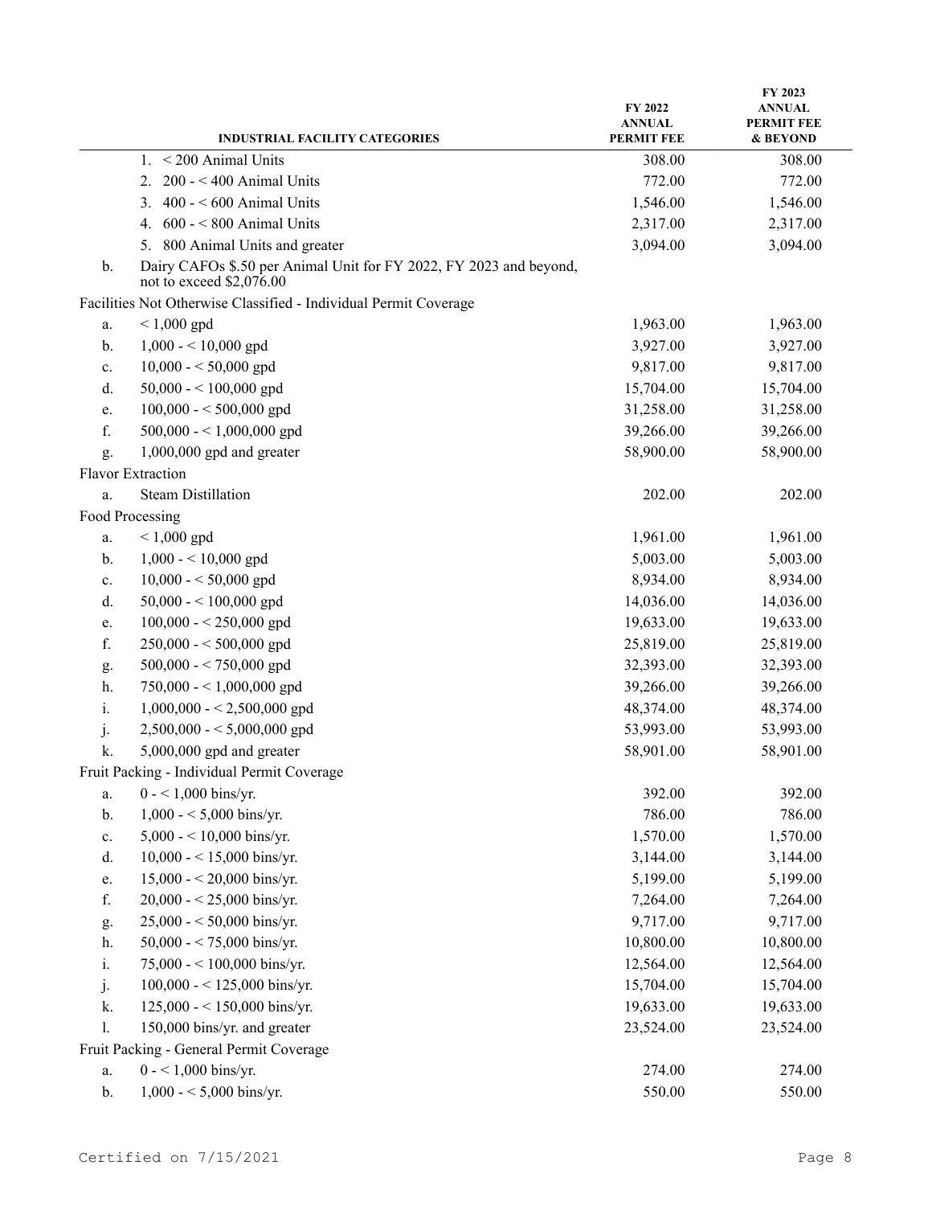| INDUSTRIAL FACILITY CATEGORIES | FY 2022 ANNUAL PERMIT FEE | FY 2023 ANNUAL PERMIT FEE & BEYOND |
|---|---|---|
| 1. < 200 Animal Units | 308.00 | 308.00 |
| 2. 200 - < 400 Animal Units | 772.00 | 772.00 |
| 3. 400 - < 600 Animal Units | 1,546.00 | 1,546.00 |
| 4. 600 - < 800 Animal Units | 2,317.00 | 2,317.00 |
| 5. 800 Animal Units and greater | 3,094.00 | 3,094.00 |
| b. Dairy CAFOs \$.50 per Animal Unit for FY 2022, FY 2023 and beyond, not to exceed \$2,076.00 | | |
| Facilities Not Otherwise Classified - Individual Permit Coverage | | |
| a. < 1,000 gpd | 1,963.00 | 1,963.00 |
| b. 1,000 - < 10,000 gpd | 3,927.00 | 3,927.00 |
| c. 10,000 - < 50,000 gpd | 9,817.00 | 9,817.00 |
| d. 50,000 - < 100,000 gpd | 15,704.00 | 15,704.00 |
| e. 100,000 - < 500,000 gpd | 31,258.00 | 31,258.00 |
| f. 500,000 - < 1,000,000 gpd | 39,266.00 | 39,266.00 |
| g. 1,000,000 gpd and greater | 58,900.00 | 58,900.00 |
| Flavor Extraction | | |
| a. Steam Distillation | 202.00 | 202.00 |
| Food Processing | | |
| a. < 1,000 gpd | 1,961.00 | 1,961.00 |
| b. 1,000 - < 10,000 gpd | 5,003.00 | 5,003.00 |
| c. 10,000 - < 50,000 gpd | 8,934.00 | 8,934.00 |
| d. 50,000 - < 100,000 gpd | 14,036.00 | 14,036.00 |
| e. 100,000 - < 250,000 gpd | 19,633.00 | 19,633.00 |
| f. 250,000 - < 500,000 gpd | 25,819.00 | 25,819.00 |
| g. 500,000 - < 750,000 gpd | 32,393.00 | 32,393.00 |
| h. 750,000 - < 1,000,000 gpd | 39,266.00 | 39,266.00 |
| i. 1,000,000 - < 2,500,000 gpd | 48,374.00 | 48,374.00 |
| j. 2,500,000 - < 5,000,000 gpd | 53,993.00 | 53,993.00 |
| k. 5,000,000 gpd and greater | 58,901.00 | 58,901.00 |
| Fruit Packing - Individual Permit Coverage | | |
| a. 0 - < 1,000 bins/yr. | 392.00 | 392.00 |
| b. 1,000 - < 5,000 bins/yr. | 786.00 | 786.00 |
| c. 5,000 - < 10,000 bins/yr. | 1,570.00 | 1,570.00 |
| d. 10,000 - < 15,000 bins/yr. | 3,144.00 | 3,144.00 |
| e. 15,000 - < 20,000 bins/yr. | 5,199.00 | 5,199.00 |
| f. 20,000 - < 25,000 bins/yr. | 7,264.00 | 7,264.00 |
| g. 25,000 - < 50,000 bins/yr. | 9,717.00 | 9,717.00 |
| h. 50,000 - < 75,000 bins/yr. | 10,800.00 | 10,800.00 |
| i. 75,000 - < 100,000 bins/yr. | 12,564.00 | 12,564.00 |
| j. 100,000 - < 125,000 bins/yr. | 15,704.00 | 15,704.00 |
| k. 125,000 - < 150,000 bins/yr. | 19,633.00 | 19,633.00 |
| l. 150,000 bins/yr. and greater | 23,524.00 | 23,524.00 |
| Fruit Packing - General Permit Coverage | | |
| a. 0 - < 1,000 bins/yr. | 274.00 | 274.00 |
| b. 1,000 - < 5,000 bins/yr. | 550.00 | 550.00 |

Certified on 7/15/2021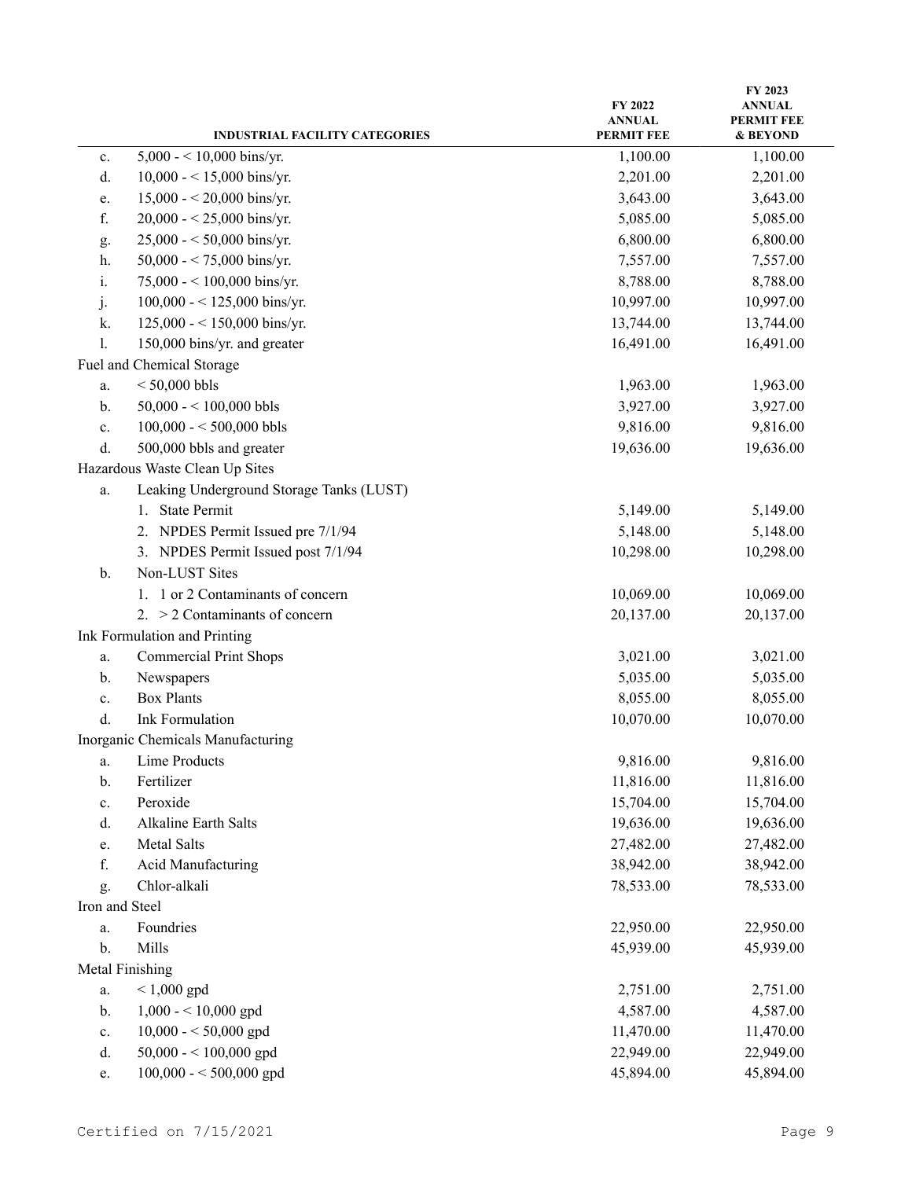| | INDUSTRIAL FACILITY CATEGORIES | FY 2022 ANNUAL PERMIT FEE | FY 2023 ANNUAL PERMIT FEE & BEYOND |
|---|---|---|---|
| c. | 5,000 - < 10,000 bins/yr. | 1,100.00 | 1,100.00 |
| d. | 10,000 - < 15,000 bins/yr. | 2,201.00 | 2,201.00 |
| e. | 15,000 - < 20,000 bins/yr. | 3,643.00 | 3,643.00 |
| f. | 20,000 - < 25,000 bins/yr. | 5,085.00 | 5,085.00 |
| g. | 25,000 - < 50,000 bins/yr. | 6,800.00 | 6,800.00 |
| h. | 50,000 - < 75,000 bins/yr. | 7,557.00 | 7,557.00 |
| i. | 75,000 - < 100,000 bins/yr. | 8,788.00 | 8,788.00 |
| j. | 100,000 - < 125,000 bins/yr. | 10,997.00 | 10,997.00 |
| k. | 125,000 - < 150,000 bins/yr. | 13,744.00 | 13,744.00 |
| l. | 150,000 bins/yr. and greater | 16,491.00 | 16,491.00 |
| Fuel and Chemical Storage | | | |
| a. | < 50,000 bbls | 1,963.00 | 1,963.00 |
| b. | 50,000 - < 100,000 bbls | 3,927.00 | 3,927.00 |
| c. | 100,000 - < 500,000 bbls | 9,816.00 | 9,816.00 |
| d. | 500,000 bbls and greater | 19,636.00 | 19,636.00 |
| Hazardous Waste Clean Up Sites | | | |
| a. | Leaking Underground Storage Tanks (LUST) | | |
| | 1. State Permit | 5,149.00 | 5,149.00 |
| | 2. NPDES Permit Issued pre 7/1/94 | 5,148.00 | 5,148.00 |
| | 3. NPDES Permit Issued post 7/1/94 | 10,298.00 | 10,298.00 |
| b. | Non-LUST Sites | | |
| | 1. 1 or 2 Contaminants of concern | 10,069.00 | 10,069.00 |
| | 2. > 2 Contaminants of concern | 20,137.00 | 20,137.00 |
| Ink Formulation and Printing | | | |
| a. | Commercial Print Shops | 3,021.00 | 3,021.00 |
| b. | Newspapers | 5,035.00 | 5,035.00 |
| c. | Box Plants | 8,055.00 | 8,055.00 |
| d. | Ink Formulation | 10,070.00 | 10,070.00 |
| Inorganic Chemicals Manufacturing | | | |
| a. | Lime Products | 9,816.00 | 9,816.00 |
| b. | Fertilizer | 11,816.00 | 11,816.00 |
| c. | Peroxide | 15,704.00 | 15,704.00 |
| d. | Alkaline Earth Salts | 19,636.00 | 19,636.00 |
| e. | Metal Salts | 27,482.00 | 27,482.00 |
| f. | Acid Manufacturing | 38,942.00 | 38,942.00 |
| g. | Chlor-alkali | 78,533.00 | 78,533.00 |
| Iron and Steel | | | |
| a. | Foundries | 22,950.00 | 22,950.00 |
| b. | Mills | 45,939.00 | 45,939.00 |
| Metal Finishing | | | |
| a. | < 1,000 gpd | 2,751.00 | 2,751.00 |
| b. | 1,000 - < 10,000 gpd | 4,587.00 | 4,587.00 |
| c. | 10,000 - < 50,000 gpd | 11,470.00 | 11,470.00 |
| d. | 50,000 - < 100,000 gpd | 22,949.00 | 22,949.00 |
| e. | 100,000 - < 500,000 gpd | 45,894.00 | 45,894.00 |

Certified on 7/15/2021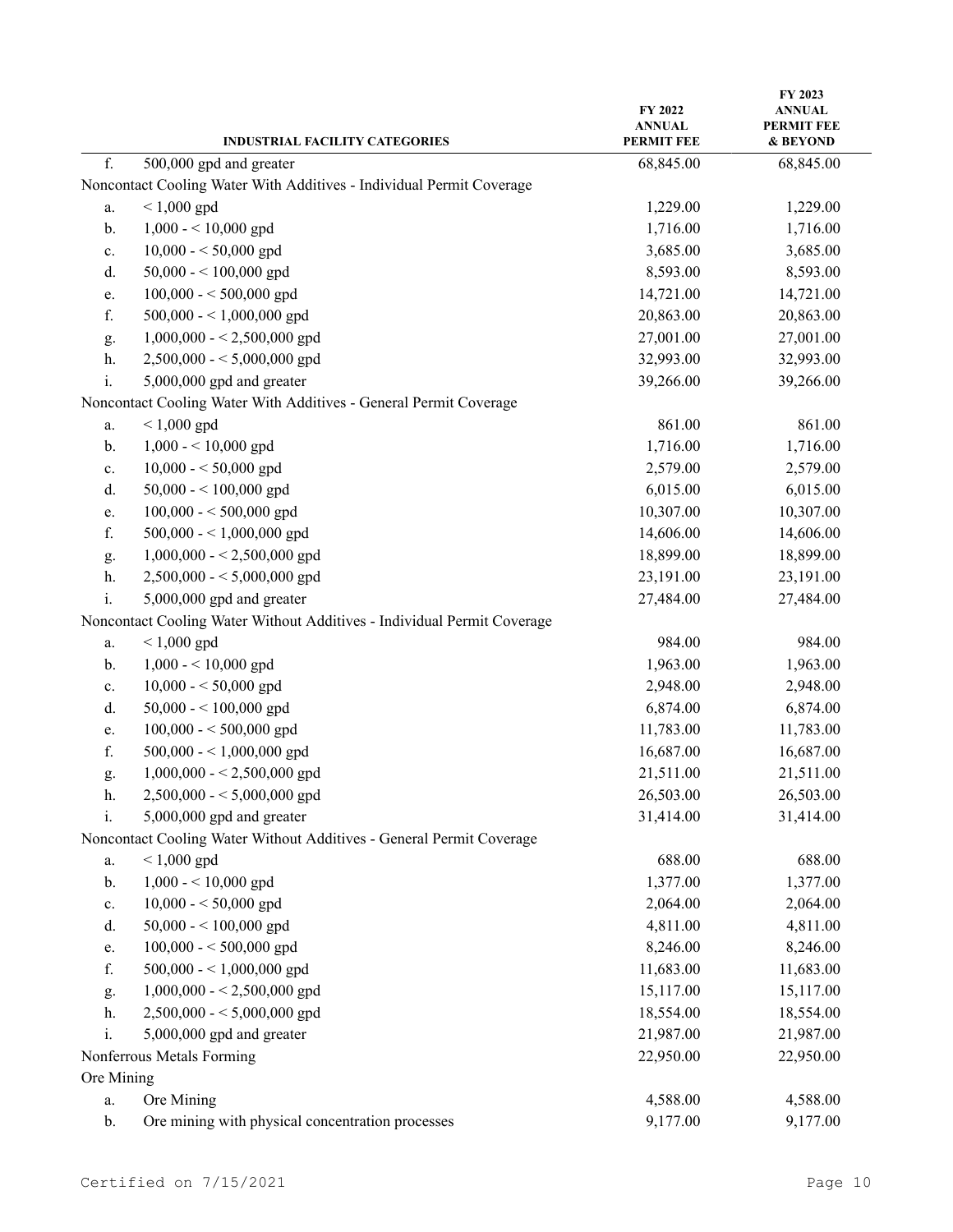| | INDUSTRIAL FACILITY CATEGORIES | FY 2022 ANNUAL PERMIT FEE | FY 2023 ANNUAL PERMIT FEE & BEYOND |
|---|---|---|---|
| f. | 500,000 gpd and greater | 68,845.00 | 68,845.00 |
| Noncontact Cooling Water With Additives - Individual Permit Coverage | | | |
| a. | < 1,000 gpd | 1,229.00 | 1,229.00 |
| b. | 1,000 - < 10,000 gpd | 1,716.00 | 1,716.00 |
| c. | 10,000 - < 50,000 gpd | 3,685.00 | 3,685.00 |
| d. | 50,000 - < 100,000 gpd | 8,593.00 | 8,593.00 |
| e. | 100,000 - < 500,000 gpd | 14,721.00 | 14,721.00 |
| f. | 500,000 - < 1,000,000 gpd | 20,863.00 | 20,863.00 |
| g. | 1,000,000 - < 2,500,000 gpd | 27,001.00 | 27,001.00 |
| h. | 2,500,000 - < 5,000,000 gpd | 32,993.00 | 32,993.00 |
| i. | 5,000,000 gpd and greater | 39,266.00 | 39,266.00 |
| Noncontact Cooling Water With Additives - General Permit Coverage | | | |
| a. | < 1,000 gpd | 861.00 | 861.00 |
| b. | 1,000 - < 10,000 gpd | 1,716.00 | 1,716.00 |
| c. | 10,000 - < 50,000 gpd | 2,579.00 | 2,579.00 |
| d. | 50,000 - < 100,000 gpd | 6,015.00 | 6,015.00 |
| e. | 100,000 - < 500,000 gpd | 10,307.00 | 10,307.00 |
| f. | 500,000 - < 1,000,000 gpd | 14,606.00 | 14,606.00 |
| g. | 1,000,000 - < 2,500,000 gpd | 18,899.00 | 18,899.00 |
| h. | 2,500,000 - < 5,000,000 gpd | 23,191.00 | 23,191.00 |
| i. | 5,000,000 gpd and greater | 27,484.00 | 27,484.00 |
| Noncontact Cooling Water Without Additives - Individual Permit Coverage | | | |
| a. | < 1,000 gpd | 984.00 | 984.00 |
| b. | 1,000 - < 10,000 gpd | 1,963.00 | 1,963.00 |
| c. | 10,000 - < 50,000 gpd | 2,948.00 | 2,948.00 |
| d. | 50,000 - < 100,000 gpd | 6,874.00 | 6,874.00 |
| e. | 100,000 - < 500,000 gpd | 11,783.00 | 11,783.00 |
| f. | 500,000 - < 1,000,000 gpd | 16,687.00 | 16,687.00 |
| g. | 1,000,000 - < 2,500,000 gpd | 21,511.00 | 21,511.00 |
| h. | 2,500,000 - < 5,000,000 gpd | 26,503.00 | 26,503.00 |
| i. | 5,000,000 gpd and greater | 31,414.00 | 31,414.00 |
| Noncontact Cooling Water Without Additives - General Permit Coverage | | | |
| a. | < 1,000 gpd | 688.00 | 688.00 |
| b. | 1,000 - < 10,000 gpd | 1,377.00 | 1,377.00 |
| c. | 10,000 - < 50,000 gpd | 2,064.00 | 2,064.00 |
| d. | 50,000 - < 100,000 gpd | 4,811.00 | 4,811.00 |
| e. | 100,000 - < 500,000 gpd | 8,246.00 | 8,246.00 |
| f. | 500,000 - < 1,000,000 gpd | 11,683.00 | 11,683.00 |
| g. | 1,000,000 - < 2,500,000 gpd | 15,117.00 | 15,117.00 |
| h. | 2,500,000 - < 5,000,000 gpd | 18,554.00 | 18,554.00 |
| i. | 5,000,000 gpd and greater | 21,987.00 | 21,987.00 |
| Nonferrous Metals Forming | | 22,950.00 | 22,950.00 |
| Ore Mining | | | |
| a. | Ore Mining | 4,588.00 | 4,588.00 |
| b. | Ore mining with physical concentration processes | 9,177.00 | 9,177.00 |

Certified on 7/15/2021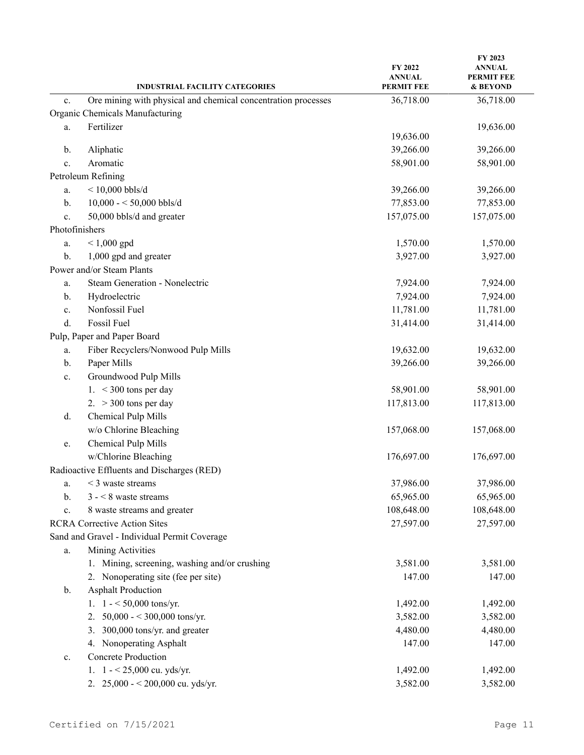| INDUSTRIAL FACILITY CATEGORIES | FY 2022 ANNUAL PERMIT FEE | FY 2023 ANNUAL PERMIT FEE & BEYOND |
|---|---|---|
| c. Ore mining with physical and chemical concentration processes | 36,718.00 | 36,718.00 |
| Organic Chemicals Manufacturing | | |
| a. Fertilizer | 19,636.00 | 19,636.00 |
| b. Aliphatic | 39,266.00 | 39,266.00 |
| c. Aromatic | 58,901.00 | 58,901.00 |
| Petroleum Refining | | |
| a. < 10,000 bbls/d | 39,266.00 | 39,266.00 |
| b. 10,000 - < 50,000 bbls/d | 77,853.00 | 77,853.00 |
| c. 50,000 bbls/d and greater | 157,075.00 | 157,075.00 |
| Photofinishers | | |
| a. < 1,000 gpd | 1,570.00 | 1,570.00 |
| b. 1,000 gpd and greater | 3,927.00 | 3,927.00 |
| Power and/or Steam Plants | | |
| a. Steam Generation - Nonelectric | 7,924.00 | 7,924.00 |
| b. Hydroelectric | 7,924.00 | 7,924.00 |
| c. Nonfossil Fuel | 11,781.00 | 11,781.00 |
| d. Fossil Fuel | 31,414.00 | 31,414.00 |
| Pulp, Paper and Paper Board | | |
| a. Fiber Recyclers/Nonwood Pulp Mills | 19,632.00 | 19,632.00 |
| b. Paper Mills | 39,266.00 | 39,266.00 |
| c. Groundwood Pulp Mills | | |
| 1. < 300 tons per day | 58,901.00 | 58,901.00 |
| 2. > 300 tons per day | 117,813.00 | 117,813.00 |
| d. Chemical Pulp Mills w/o Chlorine Bleaching | 157,068.00 | 157,068.00 |
| e. Chemical Pulp Mills w/Chlorine Bleaching | 176,697.00 | 176,697.00 |
| Radioactive Effluents and Discharges (RED) | | |
| a. < 3 waste streams | 37,986.00 | 37,986.00 |
| b. 3 - < 8 waste streams | 65,965.00 | 65,965.00 |
| c. 8 waste streams and greater | 108,648.00 | 108,648.00 |
| RCRA Corrective Action Sites | 27,597.00 | 27,597.00 |
| Sand and Gravel - Individual Permit Coverage | | |
| a. Mining Activities | | |
| 1. Mining, screening, washing and/or crushing | 3,581.00 | 3,581.00 |
| 2. Nonoperating site (fee per site) | 147.00 | 147.00 |
| b. Asphalt Production | | |
| 1. 1 - < 50,000 tons/yr. | 1,492.00 | 1,492.00 |
| 2. 50,000 - < 300,000 tons/yr. | 3,582.00 | 3,582.00 |
| 3. 300,000 tons/yr. and greater | 4,480.00 | 4,480.00 |
| 4. Nonoperating Asphalt | 147.00 | 147.00 |
| c. Concrete Production | | |
| 1. 1 - < 25,000 cu. yds/yr. | 1,492.00 | 1,492.00 |
| 2. 25,000 - < 200,000 cu. yds/yr. | 3,582.00 | 3,582.00 |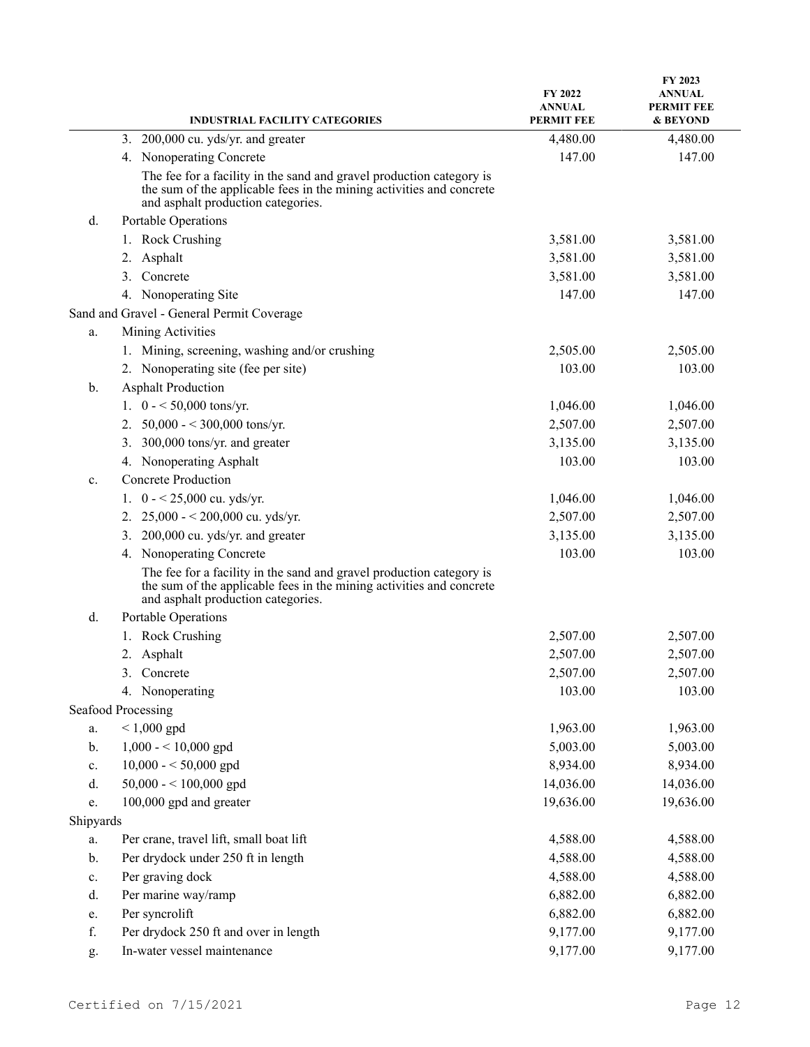| | INDUSTRIAL FACILITY CATEGORIES | FY 2022 ANNUAL PERMIT FEE | FY 2023 ANNUAL PERMIT FEE & BEYOND |
|---|---|---|---|
| | 3. 200,000 cu. yds/yr. and greater | 4,480.00 | 4,480.00 |
| | 4. Nonoperating Concrete | 147.00 | 147.00 |
| | The fee for a facility in the sand and gravel production category is the sum of the applicable fees in the mining activities and concrete and asphalt production categories. | | |
| d. | Portable Operations | | |
| | 1. Rock Crushing | 3,581.00 | 3,581.00 |
| | 2. Asphalt | 3,581.00 | 3,581.00 |
| | 3. Concrete | 3,581.00 | 3,581.00 |
| | 4. Nonoperating Site | 147.00 | 147.00 |
| Sand and Gravel - General Permit Coverage | | | |
| a. | Mining Activities | | |
| | 1. Mining, screening, washing and/or crushing | 2,505.00 | 2,505.00 |
| | 2. Nonoperating site (fee per site) | 103.00 | 103.00 |
| b. | Asphalt Production | | |
| | 1. 0 - < 50,000 tons/yr. | 1,046.00 | 1,046.00 |
| | 2. 50,000 - < 300,000 tons/yr. | 2,507.00 | 2,507.00 |
| | 3. 300,000 tons/yr. and greater | 3,135.00 | 3,135.00 |
| | 4. Nonoperating Asphalt | 103.00 | 103.00 |
| c. | Concrete Production | | |
| | 1. 0 - < 25,000 cu. yds/yr. | 1,046.00 | 1,046.00 |
| | 2. 25,000 - < 200,000 cu. yds/yr. | 2,507.00 | 2,507.00 |
| | 3. 200,000 cu. yds/yr. and greater | 3,135.00 | 3,135.00 |
| | 4. Nonoperating Concrete | 103.00 | 103.00 |
| | The fee for a facility in the sand and gravel production category is the sum of the applicable fees in the mining activities and concrete and asphalt production categories. | | |
| d. | Portable Operations | | |
| | 1. Rock Crushing | 2,507.00 | 2,507.00 |
| | 2. Asphalt | 2,507.00 | 2,507.00 |
| | 3. Concrete | 2,507.00 | 2,507.00 |
| | 4. Nonoperating | 103.00 | 103.00 |
| Seafood Processing | | | |
| a. | < 1,000 gpd | 1,963.00 | 1,963.00 |
| b. | 1,000 - < 10,000 gpd | 5,003.00 | 5,003.00 |
| c. | 10,000 - < 50,000 gpd | 8,934.00 | 8,934.00 |
| d. | 50,000 - < 100,000 gpd | 14,036.00 | 14,036.00 |
| e. | 100,000 gpd and greater | 19,636.00 | 19,636.00 |
| Shipyards | | | |
| a. | Per crane, travel lift, small boat lift | 4,588.00 | 4,588.00 |
| b. | Per drydock under 250 ft in length | 4,588.00 | 4,588.00 |
| c. | Per graving dock | 4,588.00 | 4,588.00 |
| d. | Per marine way/ramp | 6,882.00 | 6,882.00 |
| e. | Per syncrolift | 6,882.00 | 6,882.00 |
| f. | Per drydock 250 ft and over in length | 9,177.00 | 9,177.00 |
| g. | In-water vessel maintenance | 9,177.00 | 9,177.00 |

Certified on 7/15/2021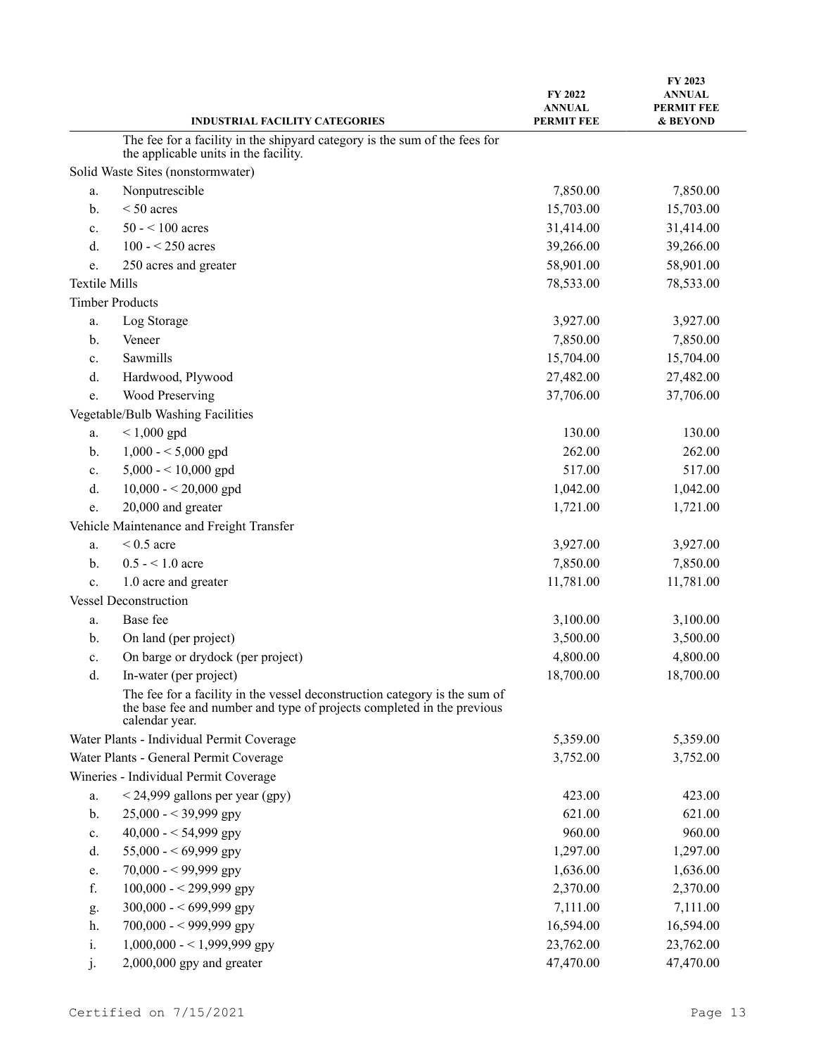| | INDUSTRIAL FACILITY CATEGORIES | FY 2022 ANNUAL PERMIT FEE | FY 2023 ANNUAL PERMIT FEE & BEYOND |
|---|---|---|---|
| | The fee for a facility in the shipyard category is the sum of the fees for the applicable units in the facility. | | |
| Solid Waste Sites (nonstormwater) | | | |
| a. | Nonputrescible | 7,850.00 | 7,850.00 |
| b. | < 50 acres | 15,703.00 | 15,703.00 |
| c. | 50 - < 100 acres | 31,414.00 | 31,414.00 |
| d. | 100 - < 250 acres | 39,266.00 | 39,266.00 |
| e. | 250 acres and greater | 58,901.00 | 58,901.00 |
| Textile Mills | | 78,533.00 | 78,533.00 |
| Timber Products | | | |
| a. | Log Storage | 3,927.00 | 3,927.00 |
| b. | Veneer | 7,850.00 | 7,850.00 |
| c. | Sawmills | 15,704.00 | 15,704.00 |
| d. | Hardwood, Plywood | 27,482.00 | 27,482.00 |
| e. | Wood Preserving | 37,706.00 | 37,706.00 |
| Vegetable/Bulb Washing Facilities | | | |
| a. | < 1,000 gpd | 130.00 | 130.00 |
| b. | 1,000 - < 5,000 gpd | 262.00 | 262.00 |
| c. | 5,000 - < 10,000 gpd | 517.00 | 517.00 |
| d. | 10,000 - < 20,000 gpd | 1,042.00 | 1,042.00 |
| e. | 20,000 and greater | 1,721.00 | 1,721.00 |
| Vehicle Maintenance and Freight Transfer | | | |
| a. | < 0.5 acre | 3,927.00 | 3,927.00 |
| b. | 0.5 - < 1.0 acre | 7,850.00 | 7,850.00 |
| c. | 1.0 acre and greater | 11,781.00 | 11,781.00 |
| Vessel Deconstruction | | | |
| a. | Base fee | 3,100.00 | 3,100.00 |
| b. | On land (per project) | 3,500.00 | 3,500.00 |
| c. | On barge or drydock (per project) | 4,800.00 | 4,800.00 |
| d. | In-water (per project) | 18,700.00 | 18,700.00 |
| | The fee for a facility in the vessel deconstruction category is the sum of the base fee and number and type of projects completed in the previous calendar year. | | |
| Water Plants - Individual Permit Coverage | | 5,359.00 | 5,359.00 |
| Water Plants - General Permit Coverage | | 3,752.00 | 3,752.00 |
| Wineries - Individual Permit Coverage | | | |
| a. | < 24,999 gallons per year (gpy) | 423.00 | 423.00 |
| b. | 25,000 - < 39,999 gpy | 621.00 | 621.00 |
| c. | 40,000 - < 54,999 gpy | 960.00 | 960.00 |
| d. | 55,000 - < 69,999 gpy | 1,297.00 | 1,297.00 |
| e. | 70,000 - < 99,999 gpy | 1,636.00 | 1,636.00 |
| f. | 100,000 - < 299,999 gpy | 2,370.00 | 2,370.00 |
| g. | 300,000 - < 699,999 gpy | 7,111.00 | 7,111.00 |
| h. | 700,000 - < 999,999 gpy | 16,594.00 | 16,594.00 |
| i. | 1,000,000 - < 1,999,999 gpy | 23,762.00 | 23,762.00 |
| j. | 2,000,000 gpy and greater | 47,470.00 | 47,470.00 |

Certified on 7/15/2021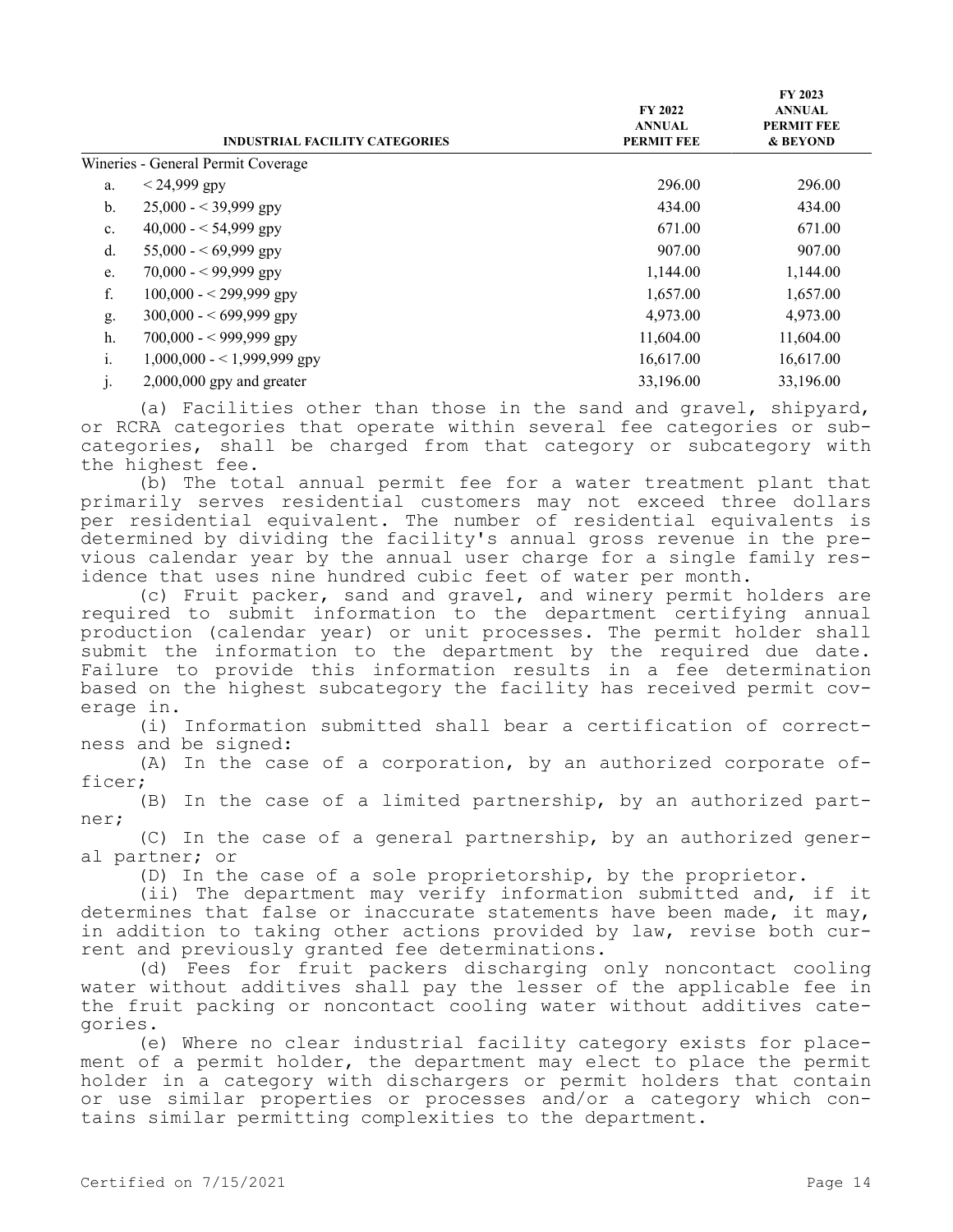| INDUSTRIAL FACILITY CATEGORIES | | FY 2022 ANNUAL PERMIT FEE | FY 2023 ANNUAL PERMIT FEE & BEYOND |
|---|---|---|---|
| Wineries - General Permit Coverage | | | |
| a. | < 24,999 gpy | 296.00 | 296.00 |
| b. | 25,000 - < 39,999 gpy | 434.00 | 434.00 |
| c. | 40,000 - < 54,999 gpy | 671.00 | 671.00 |
| d. | 55,000 - < 69,999 gpy | 907.00 | 907.00 |
| e. | 70,000 - < 99,999 gpy | 1,144.00 | 1,144.00 |
| f. | 100,000 - < 299,999 gpy | 1,657.00 | 1,657.00 |
| g. | 300,000 - < 699,999 gpy | 4,973.00 | 4,973.00 |
| h. | 700,000 - < 999,999 gpy | 11,604.00 | 11,604.00 |
| i. | 1,000,000 - < 1,999,999 gpy | 16,617.00 | 16,617.00 |
| j. | 2,000,000 gpy and greater | 33,196.00 | 33,196.00 |

(a) Facilities other than those in the sand and gravel, shipyard, or RCRA categories that operate within several fee categories or subcategories, shall be charged from that category or subcategory with the highest fee.

(b) The total annual permit fee for a water treatment plant that primarily serves residential customers may not exceed three dollars per residential equivalent. The number of residential equivalents is determined by dividing the facility's annual gross revenue in the previous calendar year by the annual user charge for a single family residence that uses nine hundred cubic feet of water per month.

(c) Fruit packer, sand and gravel, and winery permit holders are required to submit information to the department certifying annual production (calendar year) or unit processes. The permit holder shall submit the information to the department by the required due date. Failure to provide this information results in a fee determination based on the highest subcategory the facility has received permit coverage in.

(i) Information submitted shall bear a certification of correctness and be signed:

(A) In the case of a corporation, by an authorized corporate officer;

(B) In the case of a limited partnership, by an authorized partner;

(C) In the case of a general partnership, by an authorized general partner; or

(D) In the case of a sole proprietorship, by the proprietor.

(ii) The department may verify information submitted and, if it determines that false or inaccurate statements have been made, it may, in addition to taking other actions provided by law, revise both current and previously granted fee determinations.

(d) Fees for fruit packers discharging only noncontact cooling water without additives shall pay the lesser of the applicable fee in the fruit packing or noncontact cooling water without additives categories.

(e) Where no clear industrial facility category exists for placement of a permit holder, the department may elect to place the permit holder in a category with dischargers or permit holders that contain or use similar properties or processes and/or a category which contains similar permitting complexities to the department.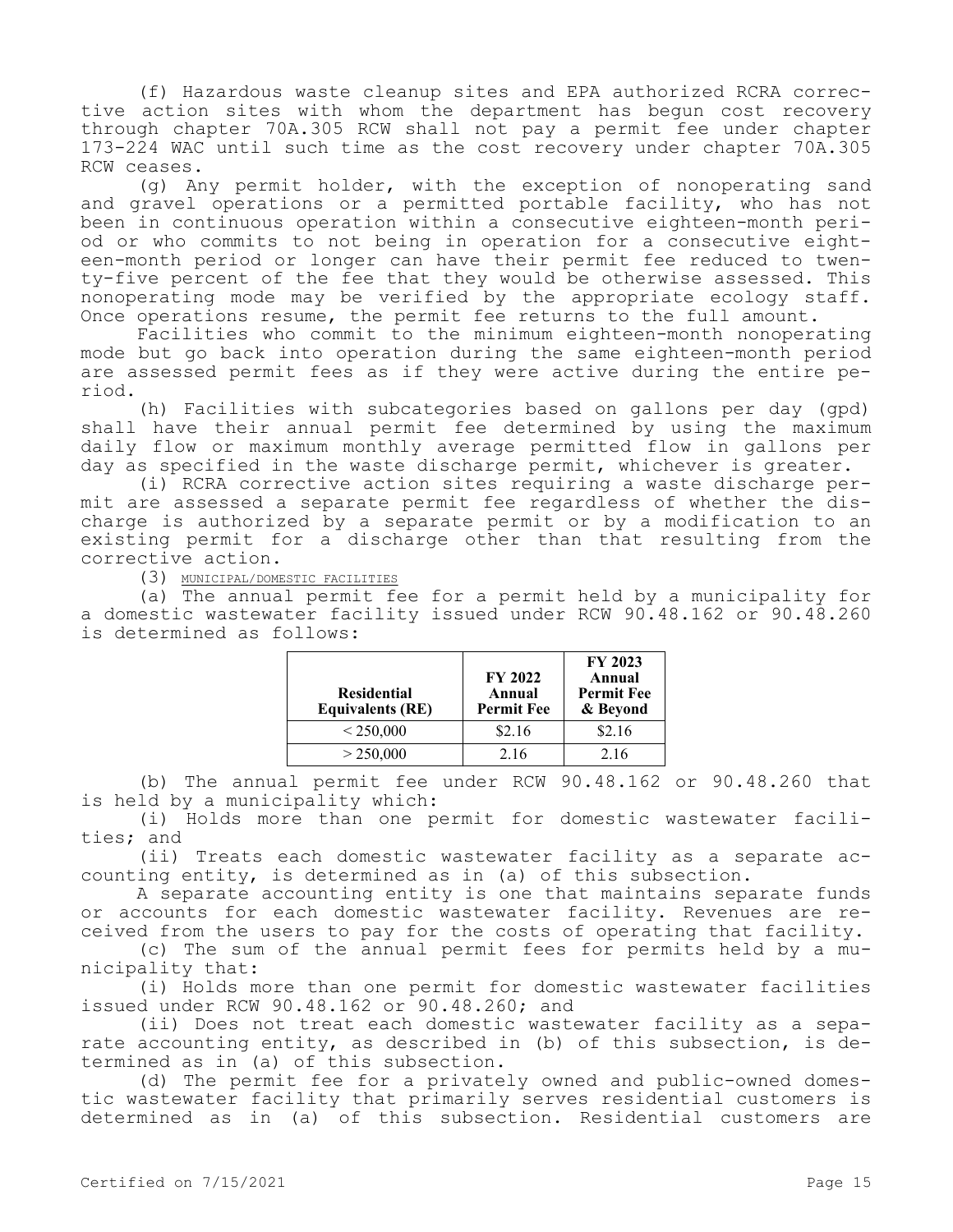(f) Hazardous waste cleanup sites and EPA authorized RCRA corrective action sites with whom the department has begun cost recovery through chapter 70A.305 RCW shall not pay a permit fee under chapter 173-224 WAC until such time as the cost recovery under chapter 70A.305 RCW ceases.

(g) Any permit holder, with the exception of nonoperating sand and gravel operations or a permitted portable facility, who has not been in continuous operation within a consecutive eighteen-month period or who commits to not being in operation for a consecutive eighteen-month period or longer can have their permit fee reduced to twenty-five percent of the fee that they would be otherwise assessed. This nonoperating mode may be verified by the appropriate ecology staff. Once operations resume, the permit fee returns to the full amount.

Facilities who commit to the minimum eighteen-month nonoperating mode but go back into operation during the same eighteen-month period are assessed permit fees as if they were active during the entire period.

(h) Facilities with subcategories based on gallons per day (gpd) shall have their annual permit fee determined by using the maximum daily flow or maximum monthly average permitted flow in gallons per day as specified in the waste discharge permit, whichever is greater.

(i) RCRA corrective action sites requiring a waste discharge permit are assessed a separate permit fee regardless of whether the discharge is authorized by a separate permit or by a modification to an existing permit for a discharge other than that resulting from the corrective action.

(3) MUNICIPAL/DOMESTIC FACILITIES

(a) The annual permit fee for a permit held by a municipality for a domestic wastewater facility issued under RCW 90.48.162 or 90.48.260 is determined as follows:

| Residential Equivalents (RE) | FY 2022 Annual Permit Fee | FY 2023 Annual Permit Fee & Beyond |
|---|---|---|
| < 250,000 | $2.16 | $2.16 |
| > 250,000 | 2.16 | 2.16 |

(b) The annual permit fee under RCW 90.48.162 or 90.48.260 that is held by a municipality which:

(i) Holds more than one permit for domestic wastewater facilities; and

(ii) Treats each domestic wastewater facility as a separate accounting entity, is determined as in (a) of this subsection.

A separate accounting entity is one that maintains separate funds or accounts for each domestic wastewater facility. Revenues are received from the users to pay for the costs of operating that facility.

(c) The sum of the annual permit fees for permits held by a municipality that:

(i) Holds more than one permit for domestic wastewater facilities issued under RCW 90.48.162 or 90.48.260; and

(ii) Does not treat each domestic wastewater facility as a separate accounting entity, as described in (b) of this subsection, is determined as in (a) of this subsection.

(d) The permit fee for a privately owned and public-owned domestic wastewater facility that primarily serves residential customers is determined as in (a) of this subsection. Residential customers are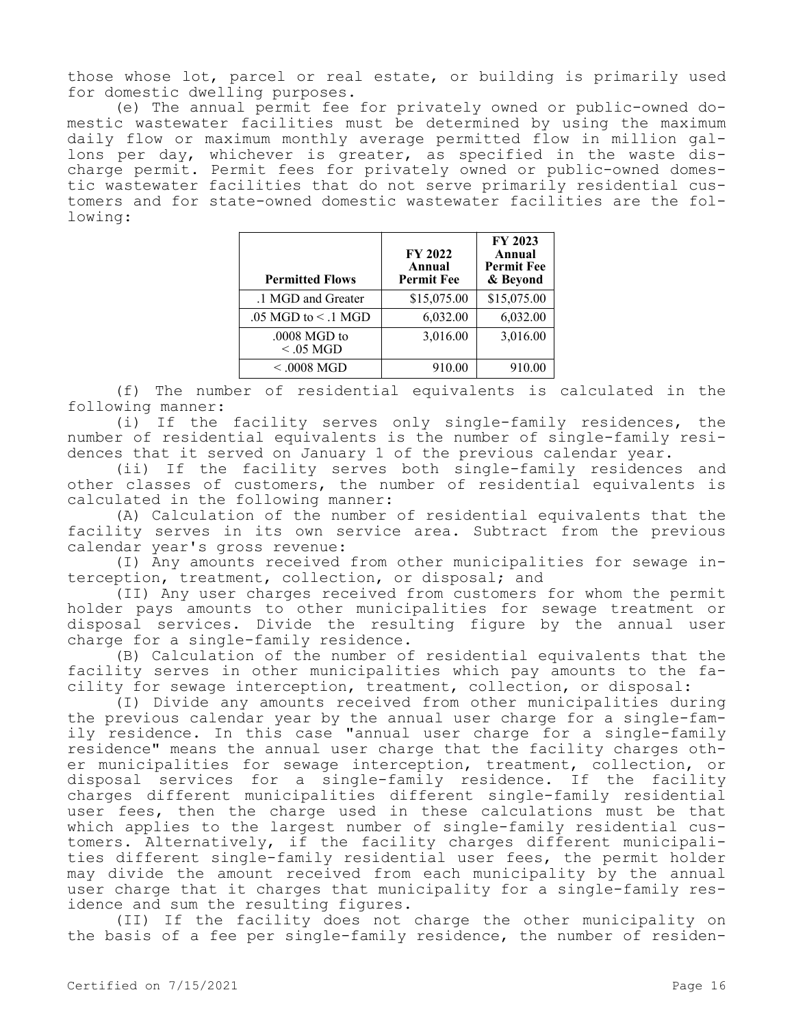those whose lot, parcel or real estate, or building is primarily used for domestic dwelling purposes.

(e) The annual permit fee for privately owned or public-owned domestic wastewater facilities must be determined by using the maximum daily flow or maximum monthly average permitted flow in million gallons per day, whichever is greater, as specified in the waste discharge permit. Permit fees for privately owned or public-owned domestic wastewater facilities that do not serve primarily residential customers and for state-owned domestic wastewater facilities are the following:

| Permitted Flows | FY 2022 Annual Permit Fee | FY 2023 Annual Permit Fee & Beyond |
|---|---|---|
| .1 MGD and Greater | $15,075.00 | $15,075.00 |
| .05 MGD to < .1 MGD | 6,032.00 | 6,032.00 |
| .0008 MGD to < .05 MGD | 3,016.00 | 3,016.00 |
| < .0008 MGD | 910.00 | 910.00 |

(f) The number of residential equivalents is calculated in the following manner:

(i) If the facility serves only single-family residences, the number of residential equivalents is the number of single-family residences that it served on January 1 of the previous calendar year.

(ii) If the facility serves both single-family residences and other classes of customers, the number of residential equivalents is calculated in the following manner:

(A) Calculation of the number of residential equivalents that the facility serves in its own service area. Subtract from the previous calendar year's gross revenue:

(I) Any amounts received from other municipalities for sewage interception, treatment, collection, or disposal; and

(II) Any user charges received from customers for whom the permit holder pays amounts to other municipalities for sewage treatment or disposal services. Divide the resulting figure by the annual user charge for a single-family residence.

(B) Calculation of the number of residential equivalents that the facility serves in other municipalities which pay amounts to the facility for sewage interception, treatment, collection, or disposal:

(I) Divide any amounts received from other municipalities during the previous calendar year by the annual user charge for a single-family residence. In this case "annual user charge for a single-family residence" means the annual user charge that the facility charges other municipalities for sewage interception, treatment, collection, or disposal services for a single-family residence. If the facility charges different municipalities different single-family residential user fees, then the charge used in these calculations must be that which applies to the largest number of single-family residential customers. Alternatively, if the facility charges different municipalities different single-family residential user fees, the permit holder may divide the amount received from each municipality by the annual user charge that it charges that municipality for a single-family residence and sum the resulting figures.

(II) If the facility does not charge the other municipality on the basis of a fee per single-family residence, the number of residen-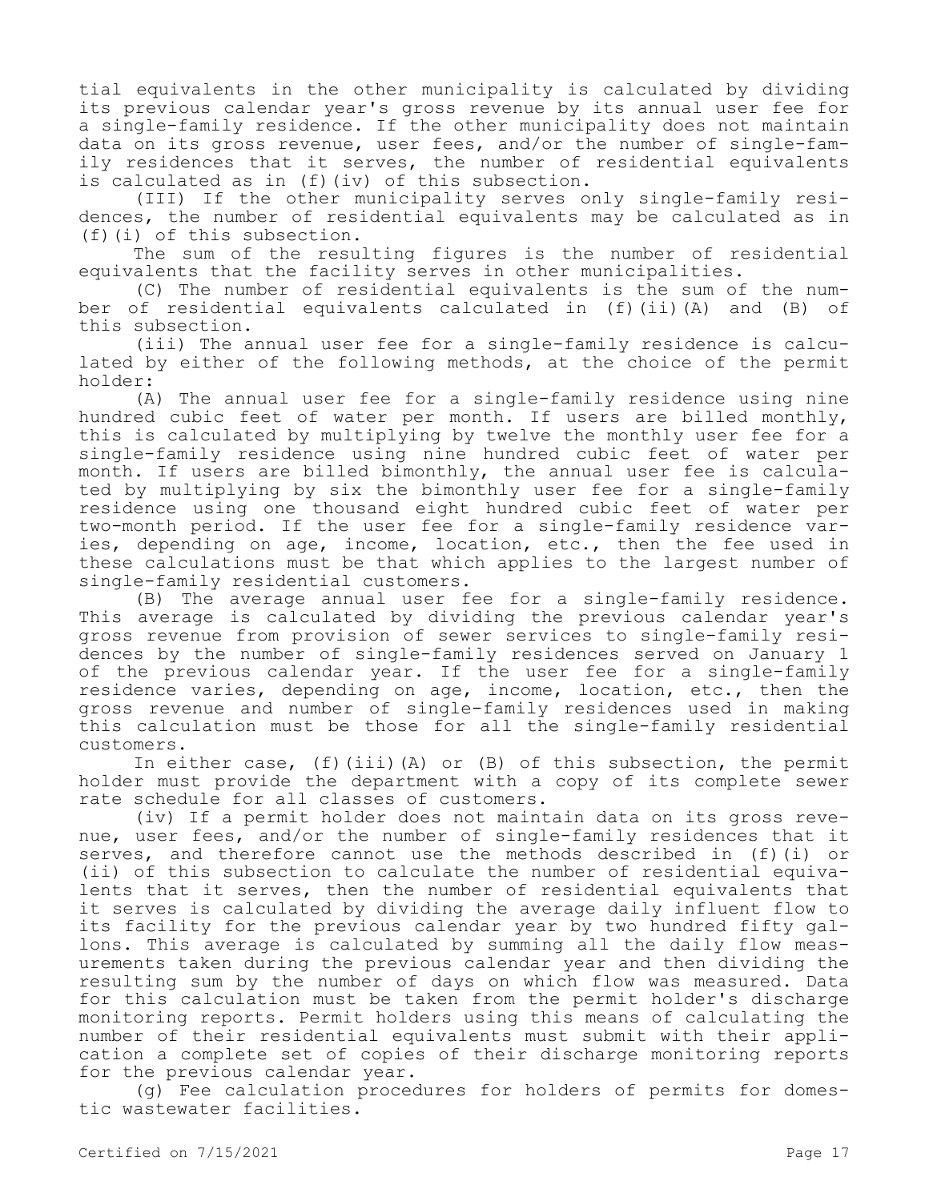tial equivalents in the other municipality is calculated by dividing its previous calendar year's gross revenue by its annual user fee for a single-family residence. If the other municipality does not maintain data on its gross revenue, user fees, and/or the number of single-family residences that it serves, the number of residential equivalents is calculated as in (f)(iv) of this subsection.

(III) If the other municipality serves only single-family residences, the number of residential equivalents may be calculated as in (f)(i) of this subsection.

The sum of the resulting figures is the number of residential equivalents that the facility serves in other municipalities.

(C) The number of residential equivalents is the sum of the number of residential equivalents calculated in (f)(ii)(A) and (B) of this subsection.

(iii) The annual user fee for a single-family residence is calculated by either of the following methods, at the choice of the permit holder:

(A) The annual user fee for a single-family residence using nine hundred cubic feet of water per month. If users are billed monthly, this is calculated by multiplying by twelve the monthly user fee for a single-family residence using nine hundred cubic feet of water per month. If users are billed bimonthly, the annual user fee is calculated by multiplying by six the bimonthly user fee for a single-family residence using one thousand eight hundred cubic feet of water per two-month period. If the user fee for a single-family residence varies, depending on age, income, location, etc., then the fee used in these calculations must be that which applies to the largest number of single-family residential customers.

(B) The average annual user fee for a single-family residence. This average is calculated by dividing the previous calendar year's gross revenue from provision of sewer services to single-family residences by the number of single-family residences served on January 1 of the previous calendar year. If the user fee for a single-family residence varies, depending on age, income, location, etc., then the gross revenue and number of single-family residences used in making this calculation must be those for all the single-family residential customers.

In either case, (f)(iii)(A) or (B) of this subsection, the permit holder must provide the department with a copy of its complete sewer rate schedule for all classes of customers.

(iv) If a permit holder does not maintain data on its gross revenue, user fees, and/or the number of single-family residences that it serves, and therefore cannot use the methods described in (f)(i) or (ii) of this subsection to calculate the number of residential equivalents that it serves, then the number of residential equivalents that it serves is calculated by dividing the average daily influent flow to its facility for the previous calendar year by two hundred fifty gallons. This average is calculated by summing all the daily flow measurements taken during the previous calendar year and then dividing the resulting sum by the number of days on which flow was measured. Data for this calculation must be taken from the permit holder's discharge monitoring reports. Permit holders using this means of calculating the number of their residential equivalents must submit with their application a complete set of copies of their discharge monitoring reports for the previous calendar year.

(g) Fee calculation procedures for holders of permits for domestic wastewater facilities.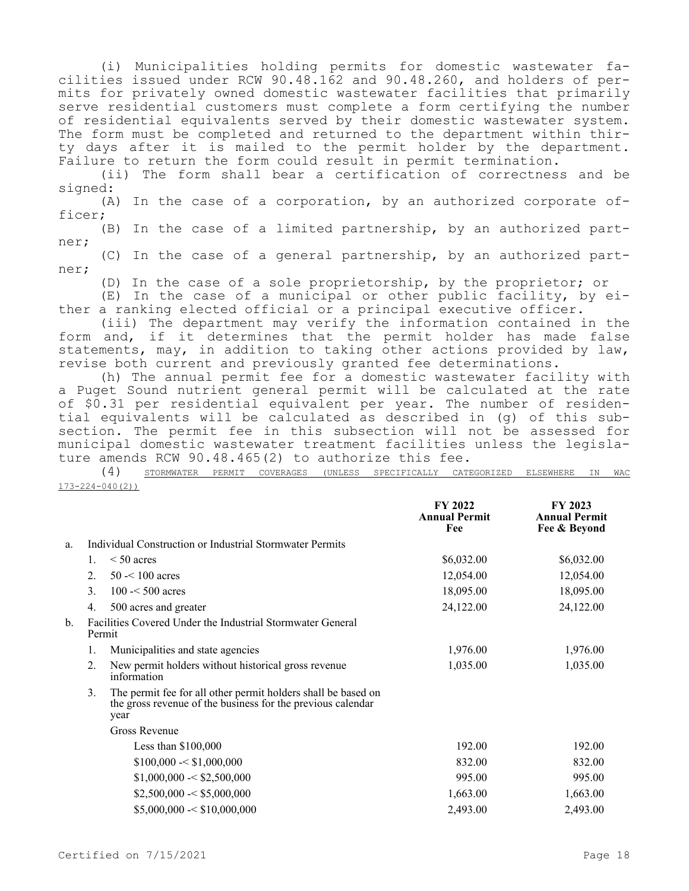(i) Municipalities holding permits for domestic wastewater facilities issued under RCW 90.48.162 and 90.48.260, and holders of permits for privately owned domestic wastewater facilities that primarily serve residential customers must complete a form certifying the number of residential equivalents served by their domestic wastewater system. The form must be completed and returned to the department within thirty days after it is mailed to the permit holder by the department. Failure to return the form could result in permit termination.

(ii) The form shall bear a certification of correctness and be signed:

(A) In the case of a corporation, by an authorized corporate officer;

(B) In the case of a limited partnership, by an authorized partner;

(C) In the case of a general partnership, by an authorized partner;

(D) In the case of a sole proprietorship, by the proprietor; or

(E) In the case of a municipal or other public facility, by either a ranking elected official or a principal executive officer.

(iii) The department may verify the information contained in the form and, if it determines that the permit holder has made false statements, may, in addition to taking other actions provided by law, revise both current and previously granted fee determinations.

(h) The annual permit fee for a domestic wastewater facility with a Puget Sound nutrient general permit will be calculated at the rate of $0.31 per residential equivalent per year. The number of residential equivalents will be calculated as described in (g) of this subsection. The permit fee in this subsection will not be assessed for municipal domestic wastewater treatment facilities unless the legislature amends RCW 90.48.465(2) to authorize this fee.

(4) STORMWATER PERMIT COVERAGES (UNLESS SPECIFICALLY CATEGORIZED ELSEWHERE IN WAC 173-224-040(2))

| | | | FY 2022 Annual Permit Fee | FY 2023 Annual Permit Fee & Beyond |
|---|---|---|---|---|
| a. | Individual Construction or Industrial Stormwater Permits | | | |
| | 1. | < 50 acres | $6,032.00 | $6,032.00 |
| | 2. | 50 -< 100 acres | 12,054.00 | 12,054.00 |
| | 3. | 100 -< 500 acres | 18,095.00 | 18,095.00 |
| | 4. | 500 acres and greater | 24,122.00 | 24,122.00 |
| b. | Facilities Covered Under the Industrial Stormwater General Permit | | | |
| | 1. | Municipalities and state agencies | 1,976.00 | 1,976.00 |
| | 2. | New permit holders without historical gross revenue information | 1,035.00 | 1,035.00 |
| | 3. | The permit fee for all other permit holders shall be based on the gross revenue of the business for the previous calendar year | | |
| | | Gross Revenue | | |
| | | Less than $100,000 | 192.00 | 192.00 |
| | | $100,000 -< $1,000,000 | 832.00 | 832.00 |
| | | $1,000,000 -< $2,500,000 | 995.00 | 995.00 |
| | | $2,500,000 -< $5,000,000 | 1,663.00 | 1,663.00 |
| | | $5,000,000 -< $10,000,000 | 2,493.00 | 2,493.00 |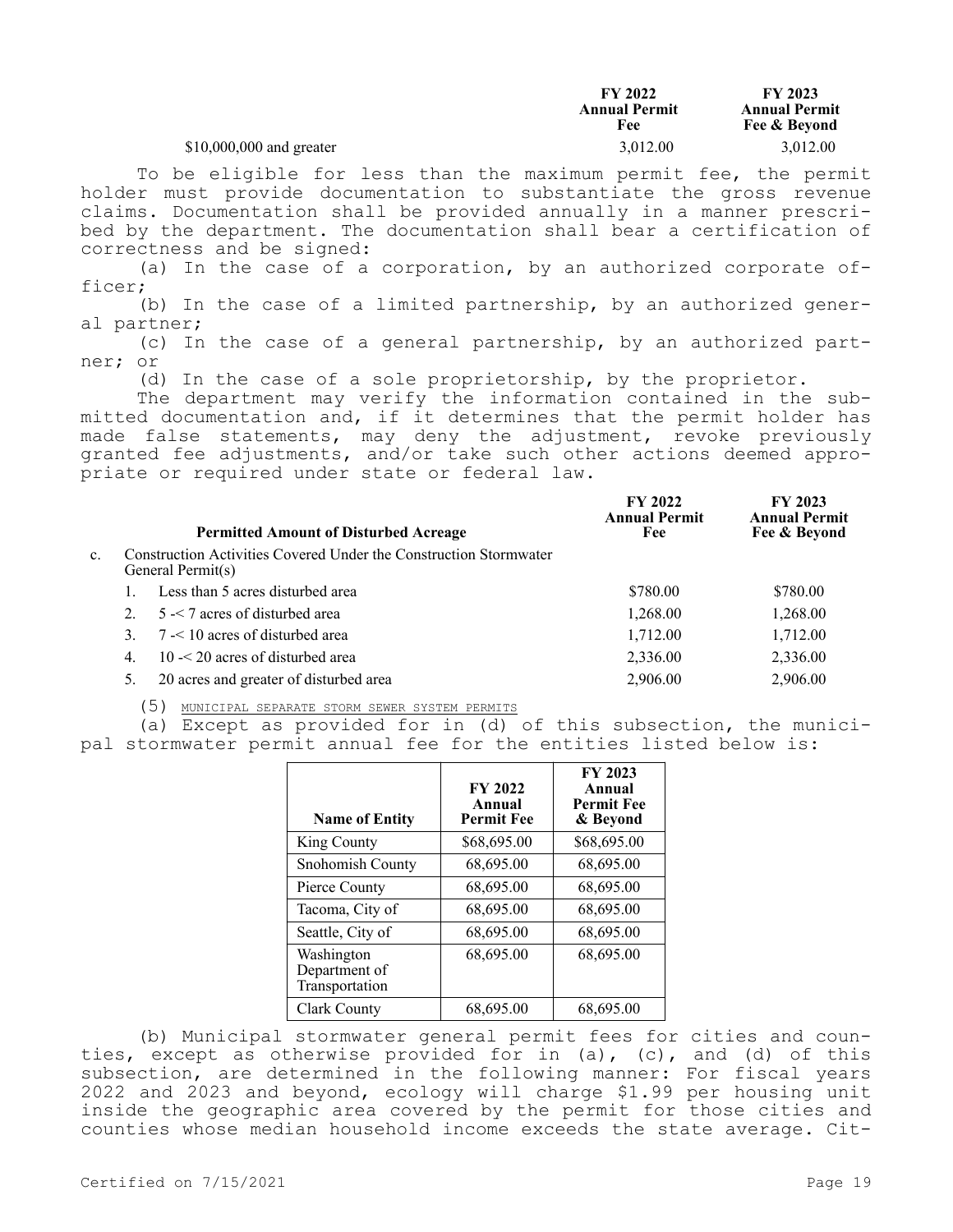| | FY 2022 Annual Permit Fee | FY 2023 Annual Permit Fee & Beyond |
|---|---|---|
| $10,000,000 and greater | 3,012.00 | 3,012.00 |

To be eligible for less than the maximum permit fee, the permit holder must provide documentation to substantiate the gross revenue claims. Documentation shall be provided annually in a manner prescribed by the department. The documentation shall bear a certification of correctness and be signed:

(a) In the case of a corporation, by an authorized corporate officer;

(b) In the case of a limited partnership, by an authorized general partner;

(c) In the case of a general partnership, by an authorized partner; or

(d) In the case of a sole proprietorship, by the proprietor.

The department may verify the information contained in the submitted documentation and, if it determines that the permit holder has made false statements, may deny the adjustment, revoke previously granted fee adjustments, and/or take such other actions deemed appropriate or required under state or federal law.

| | Permitted Amount of Disturbed Acreage | FY 2022 Annual Permit Fee | FY 2023 Annual Permit Fee & Beyond |
|---|---|---|---|
| c. | Construction Activities Covered Under the Construction Stormwater General Permit(s) | | |
| | 1. Less than 5 acres disturbed area | $780.00 | $780.00 |
| | 2. 5 -< 7 acres of disturbed area | 1,268.00 | 1,268.00 |
| | 3. 7 -< 10 acres of disturbed area | 1,712.00 | 1,712.00 |
| | 4. 10 -< 20 acres of disturbed area | 2,336.00 | 2,336.00 |
| | 5. 20 acres and greater of disturbed area | 2,906.00 | 2,906.00 |

(5) MUNICIPAL SEPARATE STORM SEWER SYSTEM PERMITS

(a) Except as provided for in (d) of this subsection, the municipal stormwater permit annual fee for the entities listed below is:

| Name of Entity | FY 2022 Annual Permit Fee | FY 2023 Annual Permit Fee & Beyond |
|---|---|---|
| King County | $68,695.00 | $68,695.00 |
| Snohomish County | 68,695.00 | 68,695.00 |
| Pierce County | 68,695.00 | 68,695.00 |
| Tacoma, City of | 68,695.00 | 68,695.00 |
| Seattle, City of | 68,695.00 | 68,695.00 |
| Washington Department of Transportation | 68,695.00 | 68,695.00 |
| Clark County | 68,695.00 | 68,695.00 |

(b) Municipal stormwater general permit fees for cities and counties, except as otherwise provided for in (a), (c), and (d) of this subsection, are determined in the following manner: For fiscal years 2022 and 2023 and beyond, ecology will charge $1.99 per housing unit inside the geographic area covered by the permit for those cities and counties whose median household income exceeds the state average. Cit-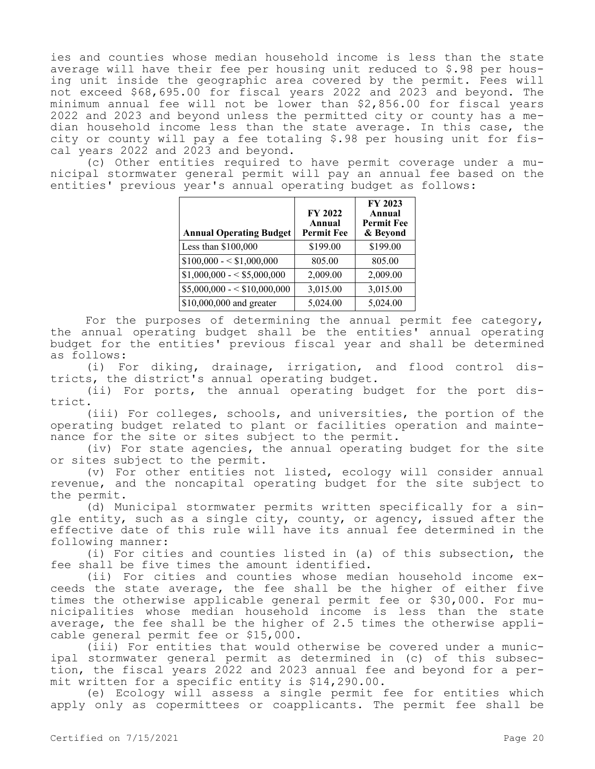ies and counties whose median household income is less than the state average will have their fee per housing unit reduced to $.98 per housing unit inside the geographic area covered by the permit. Fees will not exceed $68,695.00 for fiscal years 2022 and 2023 and beyond. The minimum annual fee will not be lower than $2,856.00 for fiscal years 2022 and 2023 and beyond unless the permitted city or county has a median household income less than the state average. In this case, the city or county will pay a fee totaling $.98 per housing unit for fiscal years 2022 and 2023 and beyond.

(c) Other entities required to have permit coverage under a municipal stormwater general permit will pay an annual fee based on the entities' previous year's annual operating budget as follows:

| Annual Operating Budget | FY 2022 Annual Permit Fee | FY 2023 Annual Permit Fee & Beyond |
|---|---|---|
| Less than $100,000 | $199.00 | $199.00 |
| $100,000 - < $1,000,000 | 805.00 | 805.00 |
| $1,000,000 - < $5,000,000 | 2,009.00 | 2,009.00 |
| $5,000,000 - < $10,000,000 | 3,015.00 | 3,015.00 |
| $10,000,000 and greater | 5,024.00 | 5,024.00 |

For the purposes of determining the annual permit fee category, the annual operating budget shall be the entities' annual operating budget for the entities' previous fiscal year and shall be determined as follows:

(i) For diking, drainage, irrigation, and flood control districts, the district's annual operating budget.

(ii) For ports, the annual operating budget for the port district.

(iii) For colleges, schools, and universities, the portion of the operating budget related to plant or facilities operation and maintenance for the site or sites subject to the permit.

(iv) For state agencies, the annual operating budget for the site or sites subject to the permit.

(v) For other entities not listed, ecology will consider annual revenue, and the noncapital operating budget for the site subject to the permit.

(d) Municipal stormwater permits written specifically for a single entity, such as a single city, county, or agency, issued after the effective date of this rule will have its annual fee determined in the following manner:

(i) For cities and counties listed in (a) of this subsection, the fee shall be five times the amount identified.

(ii) For cities and counties whose median household income exceeds the state average, the fee shall be the higher of either five times the otherwise applicable general permit fee or $30,000. For municipalities whose median household income is less than the state average, the fee shall be the higher of 2.5 times the otherwise applicable general permit fee or $15,000.

(iii) For entities that would otherwise be covered under a municipal stormwater general permit as determined in (c) of this subsection, the fiscal years 2022 and 2023 annual fee and beyond for a permit written for a specific entity is $14,290.00.

(e) Ecology will assess a single permit fee for entities which apply only as copermittees or coapplicants. The permit fee shall be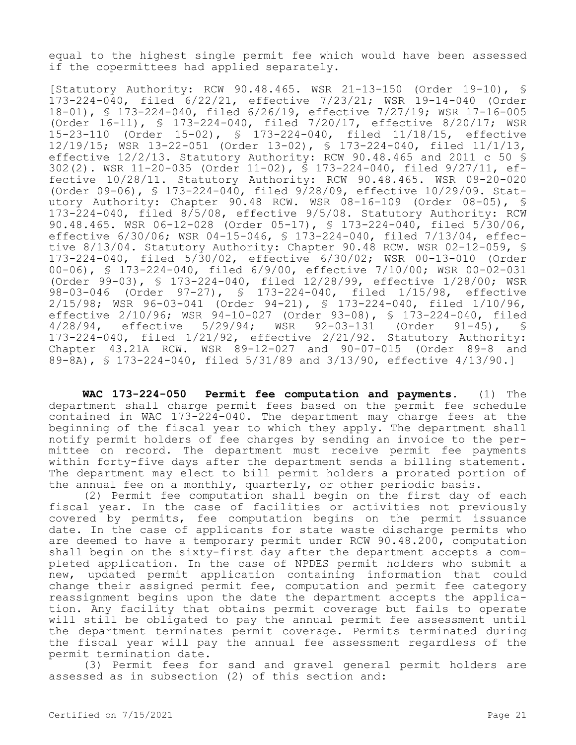equal to the highest single permit fee which would have been assessed if the copermittees had applied separately.

[Statutory Authority: RCW 90.48.465. WSR 21-13-150 (Order 19-10), § 173-224-040, filed 6/22/21, effective 7/23/21; WSR 19-14-040 (Order 18-01), § 173-224-040, filed 6/26/19, effective 7/27/19; WSR 17-16-005 (Order 16-11), § 173-224-040, filed 7/20/17, effective 8/20/17; WSR 15-23-110 (Order 15-02), § 173-224-040, filed 11/18/15, effective 12/19/15; WSR 13-22-051 (Order 13-02), § 173-224-040, filed 11/1/13, effective 12/2/13. Statutory Authority: RCW 90.48.465 and 2011 c 50 § 302(2). WSR 11-20-035 (Order 11-02), § 173-224-040, filed 9/27/11, effective 10/28/11. Statutory Authority: RCW 90.48.465. WSR 09-20-020 (Order 09-06), § 173-224-040, filed 9/28/09, effective 10/29/09. Statutory Authority: Chapter 90.48 RCW. WSR 08-16-109 (Order 08-05), § 173-224-040, filed 8/5/08, effective 9/5/08. Statutory Authority: RCW 90.48.465. WSR 06-12-028 (Order 05-17), § 173-224-040, filed 5/30/06, effective 6/30/06; WSR 04-15-046, § 173-224-040, filed 7/13/04, effective 8/13/04. Statutory Authority: Chapter 90.48 RCW. WSR 02-12-059, § 173-224-040, filed 5/30/02, effective 6/30/02; WSR 00-13-010 (Order 00-06), § 173-224-040, filed 6/9/00, effective 7/10/00; WSR 00-02-031 (Order 99-03), § 173-224-040, filed 12/28/99, effective 1/28/00; WSR 98-03-046 (Order 97-27), § 173-224-040, filed 1/15/98, effective 2/15/98; WSR 96-03-041 (Order 94-21), § 173-224-040, filed 1/10/96, effective 2/10/96; WSR 94-10-027 (Order 93-08), § 173-224-040, filed 4/28/94, effective 5/29/94; WSR 92-03-131 (Order 91-45), § 173-224-040, filed 1/21/92, effective 2/21/92. Statutory Authority: Chapter 43.21A RCW. WSR 89-12-027 and 90-07-015 (Order 89-8 and 89-8A), § 173-224-040, filed 5/31/89 and 3/13/90, effective 4/13/90.]

**WAC 173-224-050 Permit fee computation and payments.** (1) The department shall charge permit fees based on the permit fee schedule contained in WAC 173-224-040. The department may charge fees at the beginning of the fiscal year to which they apply. The department shall notify permit holders of fee charges by sending an invoice to the permittee on record. The department must receive permit fee payments within forty-five days after the department sends a billing statement. The department may elect to bill permit holders a prorated portion of the annual fee on a monthly, quarterly, or other periodic basis.

(2) Permit fee computation shall begin on the first day of each fiscal year. In the case of facilities or activities not previously covered by permits, fee computation begins on the permit issuance date. In the case of applicants for state waste discharge permits who are deemed to have a temporary permit under RCW 90.48.200, computation shall begin on the sixty-first day after the department accepts a completed application. In the case of NPDES permit holders who submit a new, updated permit application containing information that could change their assigned permit fee, computation and permit fee category reassignment begins upon the date the department accepts the application. Any facility that obtains permit coverage but fails to operate will still be obligated to pay the annual permit fee assessment until the department terminates permit coverage. Permits terminated during the fiscal year will pay the annual fee assessment regardless of the permit termination date.

(3) Permit fees for sand and gravel general permit holders are assessed as in subsection (2) of this section and: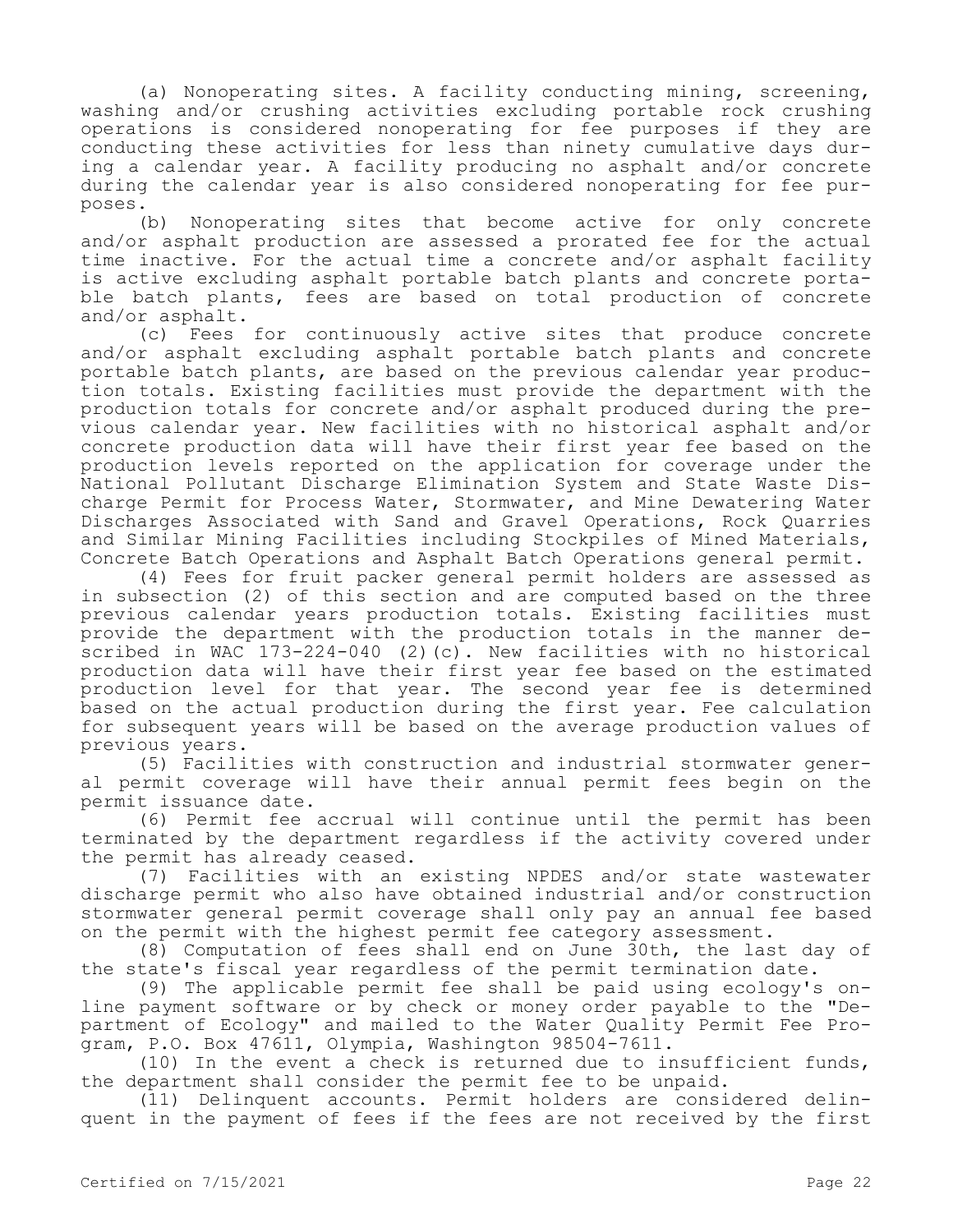(a) Nonoperating sites. A facility conducting mining, screening, washing and/or crushing activities excluding portable rock crushing operations is considered nonoperating for fee purposes if they are conducting these activities for less than ninety cumulative days during a calendar year. A facility producing no asphalt and/or concrete during the calendar year is also considered nonoperating for fee purposes.

(b) Nonoperating sites that become active for only concrete and/or asphalt production are assessed a prorated fee for the actual time inactive. For the actual time a concrete and/or asphalt facility is active excluding asphalt portable batch plants and concrete portable batch plants, fees are based on total production of concrete and/or asphalt.

(c) Fees for continuously active sites that produce concrete and/or asphalt excluding asphalt portable batch plants and concrete portable batch plants, are based on the previous calendar year production totals. Existing facilities must provide the department with the production totals for concrete and/or asphalt produced during the previous calendar year. New facilities with no historical asphalt and/or concrete production data will have their first year fee based on the production levels reported on the application for coverage under the National Pollutant Discharge Elimination System and State Waste Discharge Permit for Process Water, Stormwater, and Mine Dewatering Water Discharges Associated with Sand and Gravel Operations, Rock Quarries and Similar Mining Facilities including Stockpiles of Mined Materials, Concrete Batch Operations and Asphalt Batch Operations general permit.

(4) Fees for fruit packer general permit holders are assessed as in subsection (2) of this section and are computed based on the three previous calendar years production totals. Existing facilities must provide the department with the production totals in the manner described in WAC 173-224-040 (2)(c). New facilities with no historical production data will have their first year fee based on the estimated production level for that year. The second year fee is determined based on the actual production during the first year. Fee calculation for subsequent years will be based on the average production values of previous years.

(5) Facilities with construction and industrial stormwater general permit coverage will have their annual permit fees begin on the permit issuance date.

(6) Permit fee accrual will continue until the permit has been terminated by the department regardless if the activity covered under the permit has already ceased.

(7) Facilities with an existing NPDES and/or state wastewater discharge permit who also have obtained industrial and/or construction stormwater general permit coverage shall only pay an annual fee based on the permit with the highest permit fee category assessment.

(8) Computation of fees shall end on June 30th, the last day of the state's fiscal year regardless of the permit termination date.

(9) The applicable permit fee shall be paid using ecology's online payment software or by check or money order payable to the "Department of Ecology" and mailed to the Water Quality Permit Fee Program, P.O. Box 47611, Olympia, Washington 98504-7611.

(10) In the event a check is returned due to insufficient funds, the department shall consider the permit fee to be unpaid.

(11) Delinquent accounts. Permit holders are considered delinquent in the payment of fees if the fees are not received by the first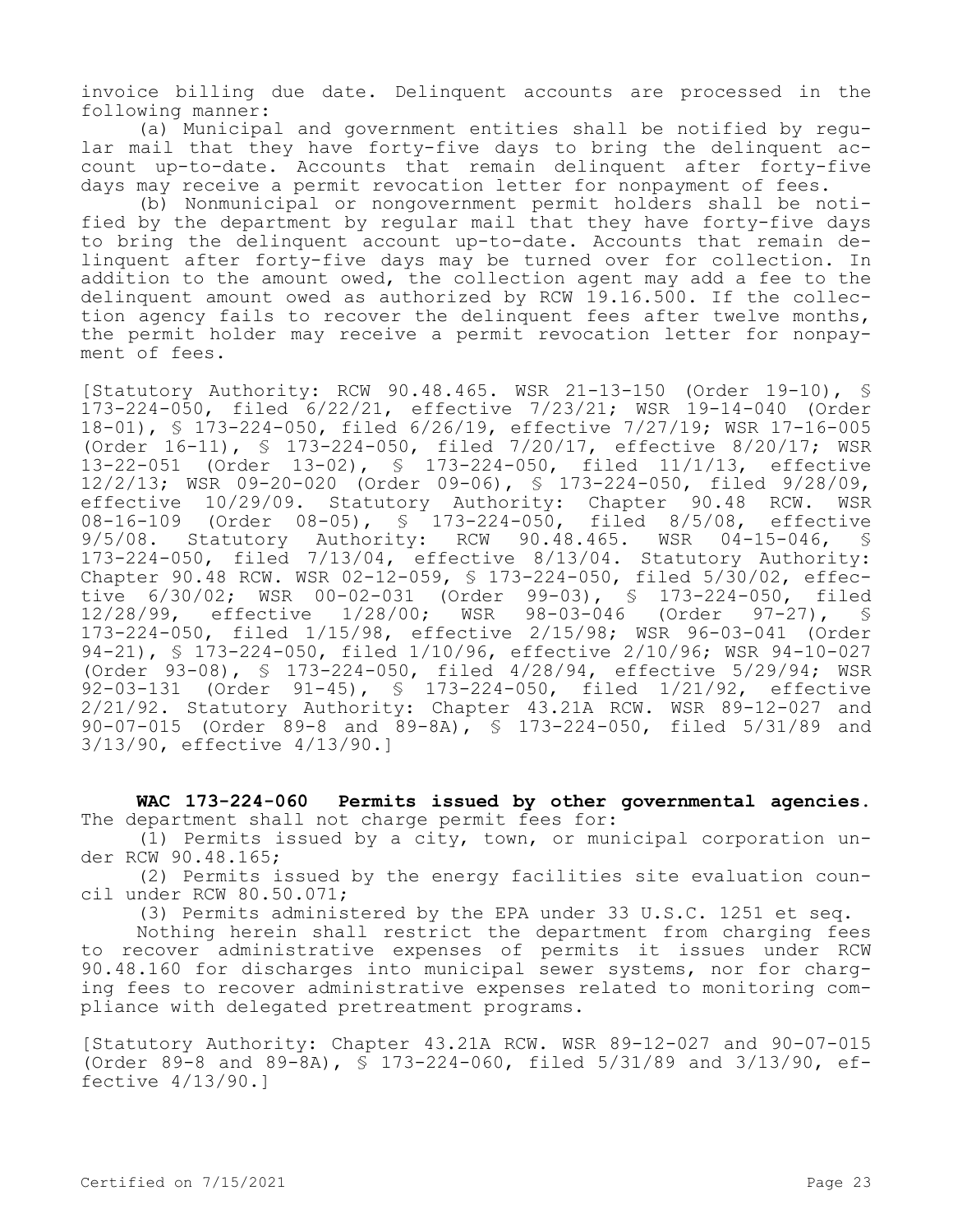invoice billing due date. Delinquent accounts are processed in the following manner:

(a) Municipal and government entities shall be notified by regular mail that they have forty-five days to bring the delinquent account up-to-date. Accounts that remain delinquent after forty-five days may receive a permit revocation letter for nonpayment of fees.

(b) Nonmunicipal or nongovernment permit holders shall be notified by the department by regular mail that they have forty-five days to bring the delinquent account up-to-date. Accounts that remain delinquent after forty-five days may be turned over for collection. In addition to the amount owed, the collection agent may add a fee to the delinquent amount owed as authorized by RCW 19.16.500. If the collection agency fails to recover the delinquent fees after twelve months, the permit holder may receive a permit revocation letter for nonpayment of fees.

[Statutory Authority: RCW 90.48.465. WSR 21-13-150 (Order 19-10), § 173-224-050, filed 6/22/21, effective 7/23/21; WSR 19-14-040 (Order 18-01), § 173-224-050, filed 6/26/19, effective 7/27/19; WSR 17-16-005 (Order 16-11), § 173-224-050, filed 7/20/17, effective 8/20/17; WSR 13-22-051 (Order 13-02), § 173-224-050, filed 11/1/13, effective 12/2/13; WSR 09-20-020 (Order 09-06), § 173-224-050, filed 9/28/09, effective 10/29/09. Statutory Authority: Chapter 90.48 RCW. WSR 08-16-109 (Order 08-05), § 173-224-050, filed 8/5/08, effective 9/5/08. Statutory Authority: RCW 90.48.465. WSR 04-15-046, § 173-224-050, filed 7/13/04, effective 8/13/04. Statutory Authority: Chapter 90.48 RCW. WSR 02-12-059, § 173-224-050, filed 5/30/02, effective 6/30/02; WSR 00-02-031 (Order 99-03), § 173-224-050, filed 12/28/99, effective 1/28/00; WSR 98-03-046 (Order 97-27), § 173-224-050, filed 1/15/98, effective 2/15/98; WSR 96-03-041 (Order 94-21), § 173-224-050, filed 1/10/96, effective 2/10/96; WSR 94-10-027 (Order 93-08), § 173-224-050, filed 4/28/94, effective 5/29/94; WSR 92-03-131 (Order 91-45), § 173-224-050, filed 1/21/92, effective 2/21/92. Statutory Authority: Chapter 43.21A RCW. WSR 89-12-027 and 90-07-015 (Order 89-8 and 89-8A), § 173-224-050, filed 5/31/89 and 3/13/90, effective 4/13/90.]

**WAC 173-224-060 Permits issued by other governmental agencies.** The department shall not charge permit fees for:

(1) Permits issued by a city, town, or municipal corporation under RCW 90.48.165;

(2) Permits issued by the energy facilities site evaluation council under RCW 80.50.071;

(3) Permits administered by the EPA under 33 U.S.C. 1251 et seq.

Nothing herein shall restrict the department from charging fees to recover administrative expenses of permits it issues under RCW 90.48.160 for discharges into municipal sewer systems, nor for charging fees to recover administrative expenses related to monitoring compliance with delegated pretreatment programs.

[Statutory Authority: Chapter 43.21A RCW. WSR 89-12-027 and 90-07-015 (Order 89-8 and 89-8A), § 173-224-060, filed 5/31/89 and 3/13/90, effective 4/13/90.]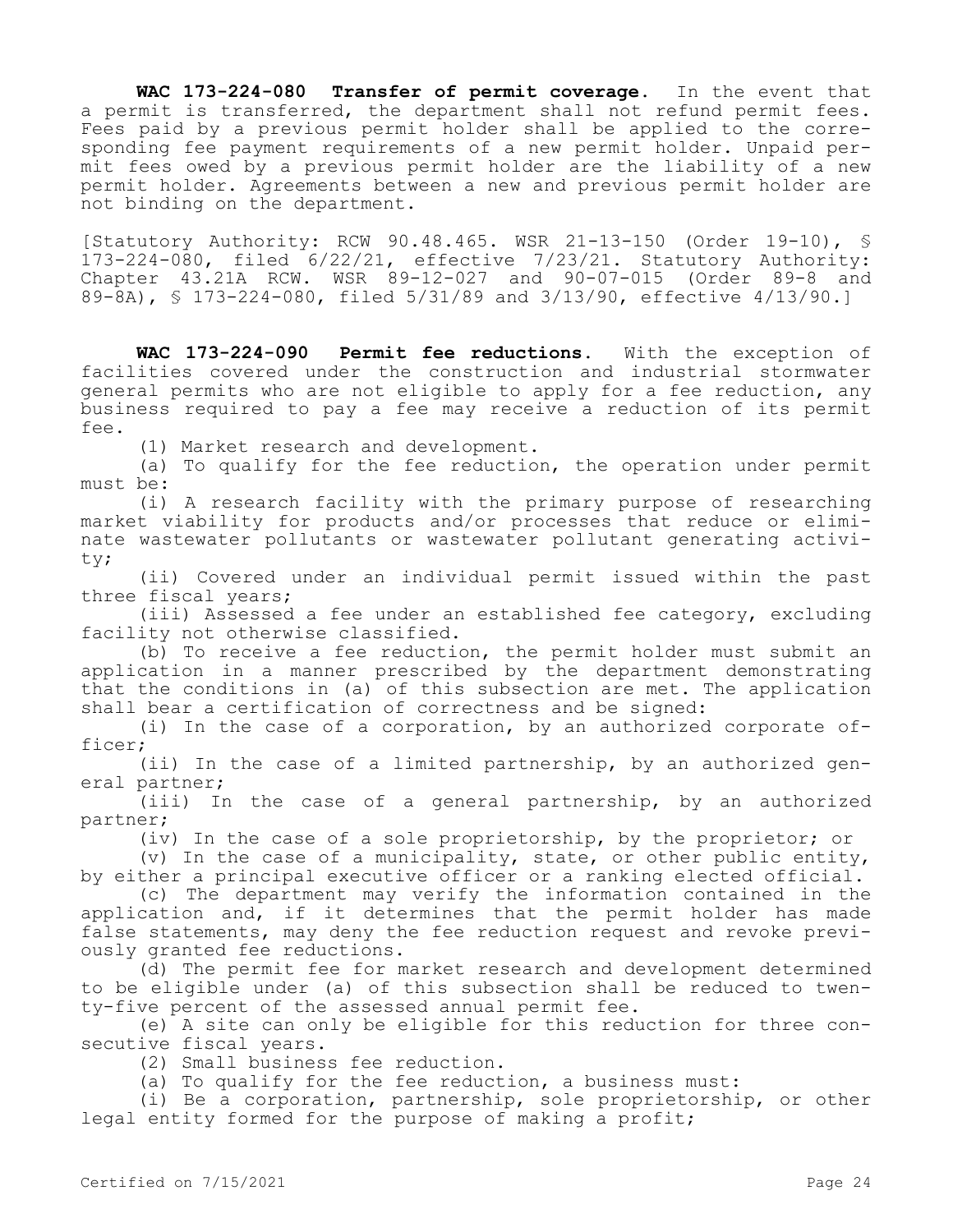**WAC 173-224-080 Transfer of permit coverage.** In the event that a permit is transferred, the department shall not refund permit fees. Fees paid by a previous permit holder shall be applied to the corresponding fee payment requirements of a new permit holder. Unpaid permit fees owed by a previous permit holder are the liability of a new permit holder. Agreements between a new and previous permit holder are not binding on the department.

[Statutory Authority: RCW 90.48.465. WSR 21-13-150 (Order 19-10), § 173-224-080, filed 6/22/21, effective 7/23/21. Statutory Authority: Chapter 43.21A RCW. WSR 89-12-027 and 90-07-015 (Order 89-8 and 89-8A), § 173-224-080, filed 5/31/89 and 3/13/90, effective 4/13/90.]

**WAC 173-224-090 Permit fee reductions.** With the exception of facilities covered under the construction and industrial stormwater general permits who are not eligible to apply for a fee reduction, any business required to pay a fee may receive a reduction of its permit fee.

(1) Market research and development.

(a) To qualify for the fee reduction, the operation under permit must be:

(i) A research facility with the primary purpose of researching market viability for products and/or processes that reduce or eliminate wastewater pollutants or wastewater pollutant generating activity;

(ii) Covered under an individual permit issued within the past three fiscal years;

(iii) Assessed a fee under an established fee category, excluding facility not otherwise classified.

(b) To receive a fee reduction, the permit holder must submit an application in a manner prescribed by the department demonstrating that the conditions in (a) of this subsection are met. The application shall bear a certification of correctness and be signed:

(i) In the case of a corporation, by an authorized corporate officer;

(ii) In the case of a limited partnership, by an authorized general partner;

(iii) In the case of a general partnership, by an authorized partner;

(iv) In the case of a sole proprietorship, by the proprietor; or

(v) In the case of a municipality, state, or other public entity, by either a principal executive officer or a ranking elected official.

(c) The department may verify the information contained in the application and, if it determines that the permit holder has made false statements, may deny the fee reduction request and revoke previously granted fee reductions.

(d) The permit fee for market research and development determined to be eligible under (a) of this subsection shall be reduced to twenty-five percent of the assessed annual permit fee.

(e) A site can only be eligible for this reduction for three consecutive fiscal years.

(2) Small business fee reduction.

(a) To qualify for the fee reduction, a business must:

(i) Be a corporation, partnership, sole proprietorship, or other legal entity formed for the purpose of making a profit;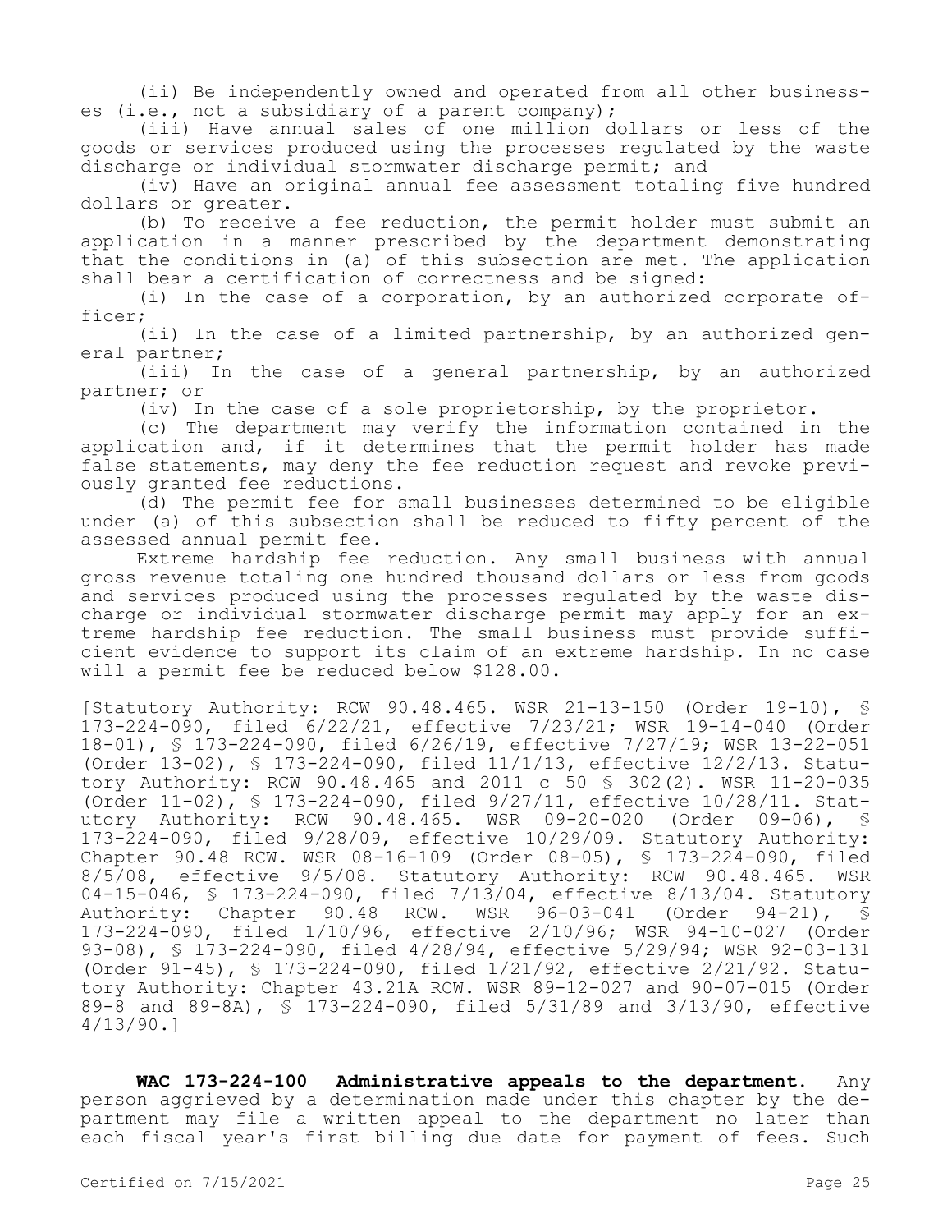(ii) Be independently owned and operated from all other businesses (i.e., not a subsidiary of a parent company);

(iii) Have annual sales of one million dollars or less of the goods or services produced using the processes regulated by the waste discharge or individual stormwater discharge permit; and

(iv) Have an original annual fee assessment totaling five hundred dollars or greater.

(b) To receive a fee reduction, the permit holder must submit an application in a manner prescribed by the department demonstrating that the conditions in (a) of this subsection are met. The application shall bear a certification of correctness and be signed:

(i) In the case of a corporation, by an authorized corporate officer;

(ii) In the case of a limited partnership, by an authorized general partner;

(iii) In the case of a general partnership, by an authorized partner; or

(iv) In the case of a sole proprietorship, by the proprietor.

(c) The department may verify the information contained in the application and, if it determines that the permit holder has made false statements, may deny the fee reduction request and revoke previously granted fee reductions.

(d) The permit fee for small businesses determined to be eligible under (a) of this subsection shall be reduced to fifty percent of the assessed annual permit fee.

Extreme hardship fee reduction. Any small business with annual gross revenue totaling one hundred thousand dollars or less from goods and services produced using the processes regulated by the waste discharge or individual stormwater discharge permit may apply for an extreme hardship fee reduction. The small business must provide sufficient evidence to support its claim of an extreme hardship. In no case will a permit fee be reduced below $128.00.

[Statutory Authority: RCW 90.48.465. WSR 21-13-150 (Order 19-10), § 173-224-090, filed 6/22/21, effective 7/23/21; WSR 19-14-040 (Order 18-01), § 173-224-090, filed 6/26/19, effective 7/27/19; WSR 13-22-051 (Order 13-02), § 173-224-090, filed 11/1/13, effective 12/2/13. Statutory Authority: RCW 90.48.465 and 2011 c 50 § 302(2). WSR 11-20-035 (Order 11-02), § 173-224-090, filed 9/27/11, effective 10/28/11. Statutory Authority: RCW 90.48.465. WSR 09-20-020 (Order 09-06), § 173-224-090, filed 9/28/09, effective 10/29/09. Statutory Authority: Chapter 90.48 RCW. WSR 08-16-109 (Order 08-05), § 173-224-090, filed 8/5/08, effective 9/5/08. Statutory Authority: RCW 90.48.465. WSR 04-15-046, § 173-224-090, filed 7/13/04, effective 8/13/04. Statutory Authority: Chapter 90.48 RCW. WSR 96-03-041 (Order 94-21), § 173-224-090, filed 1/10/96, effective 2/10/96; WSR 94-10-027 (Order 93-08), § 173-224-090, filed 4/28/94, effective 5/29/94; WSR 92-03-131 (Order 91-45), § 173-224-090, filed 1/21/92, effective 2/21/92. Statutory Authority: Chapter 43.21A RCW. WSR 89-12-027 and 90-07-015 (Order 89-8 and 89-8A), § 173-224-090, filed 5/31/89 and 3/13/90, effective 4/13/90.]

**WAC 173-224-100 Administrative appeals to the department.** Any person aggrieved by a determination made under this chapter by the department may file a written appeal to the department no later than each fiscal year's first billing due date for payment of fees. Such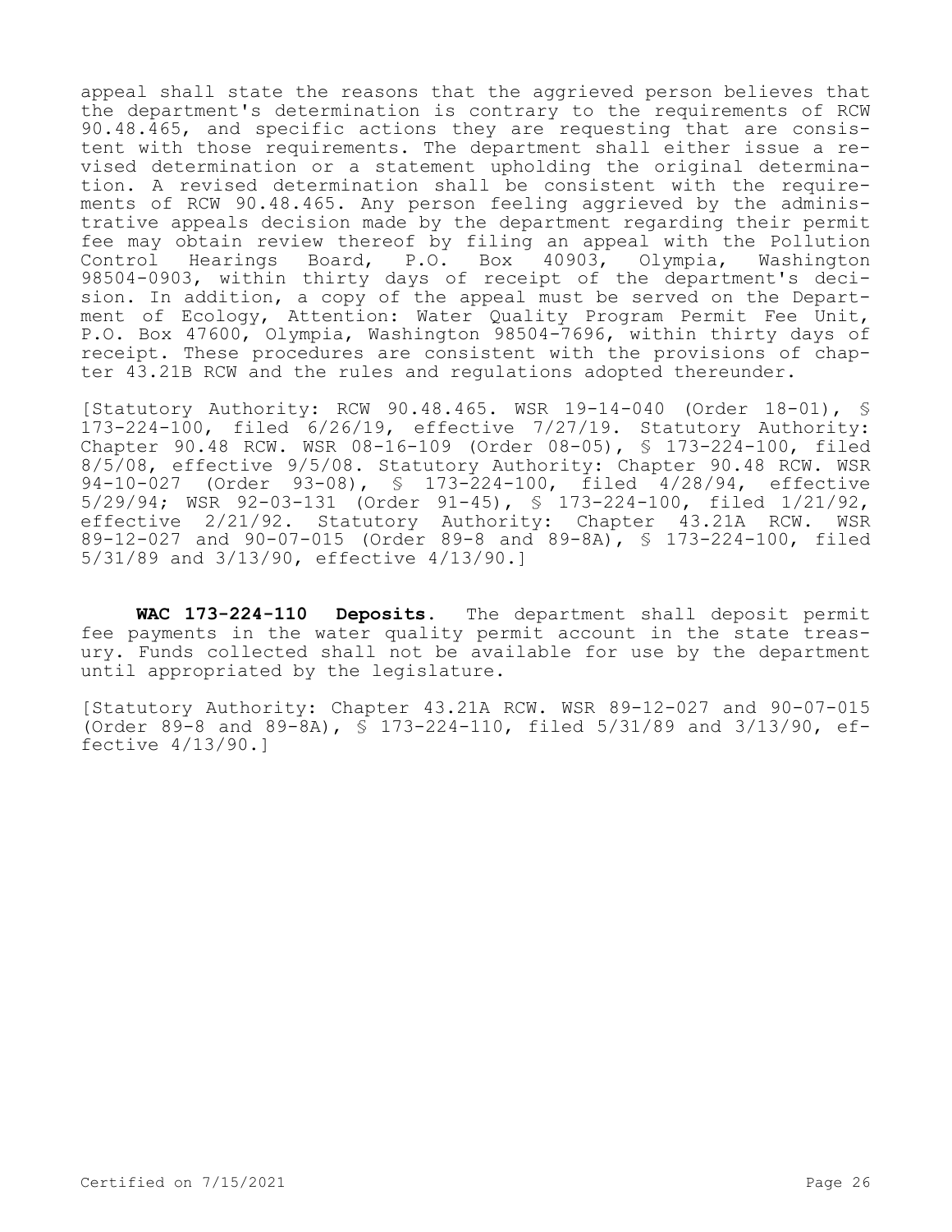appeal shall state the reasons that the aggrieved person believes that the department's determination is contrary to the requirements of RCW 90.48.465, and specific actions they are requesting that are consistent with those requirements. The department shall either issue a revised determination or a statement upholding the original determination. A revised determination shall be consistent with the requirements of RCW 90.48.465. Any person feeling aggrieved by the administrative appeals decision made by the department regarding their permit fee may obtain review thereof by filing an appeal with the Pollution Control Hearings Board, P.O. Box 40903, Olympia, Washington 98504-0903, within thirty days of receipt of the department's decision. In addition, a copy of the appeal must be served on the Department of Ecology, Attention: Water Quality Program Permit Fee Unit, P.O. Box 47600, Olympia, Washington 98504-7696, within thirty days of receipt. These procedures are consistent with the provisions of chapter 43.21B RCW and the rules and regulations adopted thereunder.

[Statutory Authority: RCW 90.48.465. WSR 19-14-040 (Order 18-01), § 173-224-100, filed 6/26/19, effective 7/27/19. Statutory Authority: Chapter 90.48 RCW. WSR 08-16-109 (Order 08-05), § 173-224-100, filed 8/5/08, effective 9/5/08. Statutory Authority: Chapter 90.48 RCW. WSR 94-10-027 (Order 93-08), § 173-224-100, filed 4/28/94, effective 5/29/94; WSR 92-03-131 (Order 91-45), § 173-224-100, filed 1/21/92, effective 2/21/92. Statutory Authority: Chapter 43.21A RCW. WSR 89-12-027 and 90-07-015 (Order 89-8 and 89-8A), § 173-224-100, filed 5/31/89 and 3/13/90, effective 4/13/90.]

**WAC 173-224-110 Deposits.** The department shall deposit permit fee payments in the water quality permit account in the state treasury. Funds collected shall not be available for use by the department until appropriated by the legislature.

[Statutory Authority: Chapter 43.21A RCW. WSR 89-12-027 and 90-07-015 (Order 89-8 and 89-8A), § 173-224-110, filed 5/31/89 and 3/13/90, effective 4/13/90.]